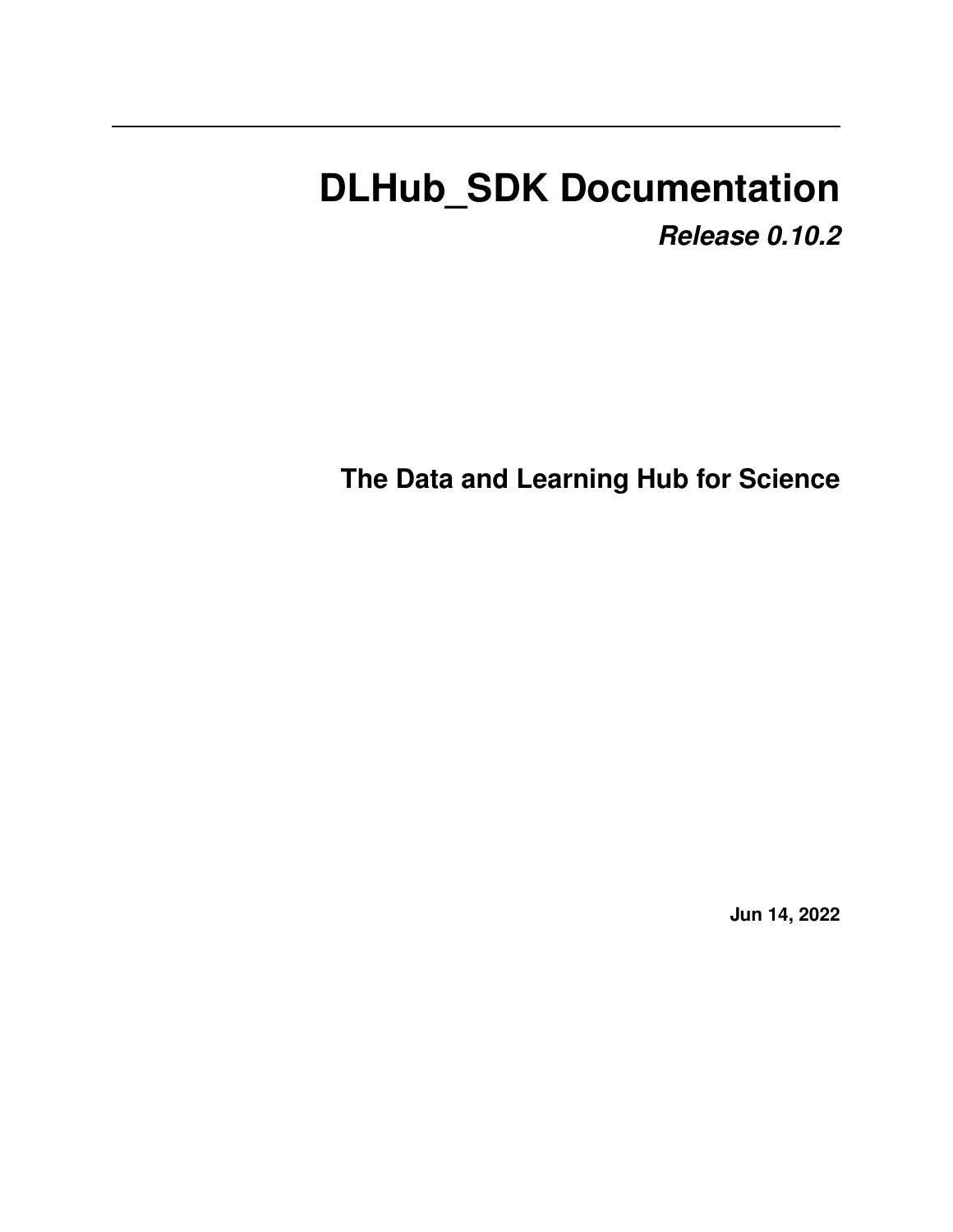# DLHub_SDK Documentation

***Release 0.10.2***

**The Data and Learning Hub for Science**

**Jun 14, 2022**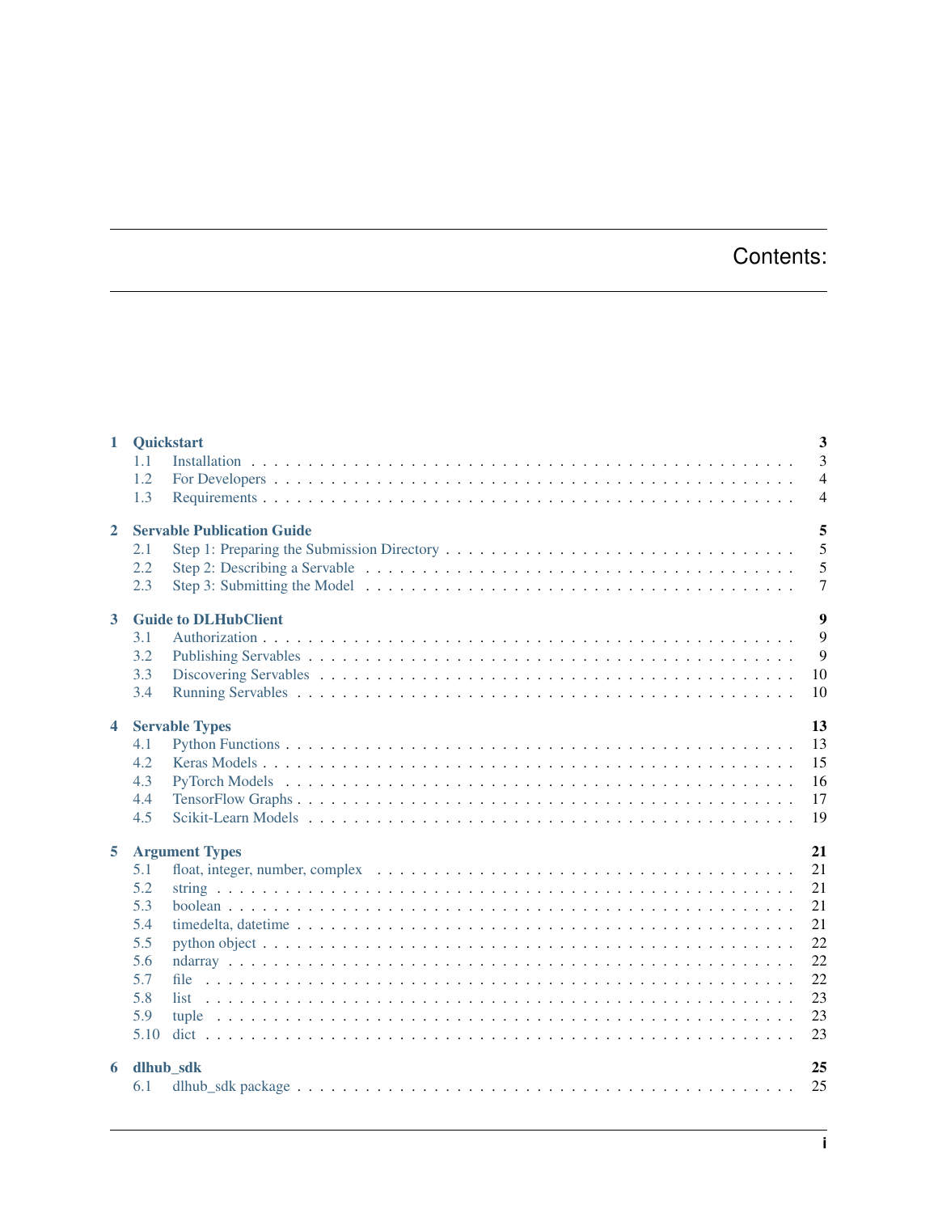# Contents:

- **1 Quickstart** — 3
  - 1.1 Installation — 3
  - 1.2 For Developers — 4
  - 1.3 Requirements — 4
- **2 Servable Publication Guide** — 5
  - 2.1 Step 1: Preparing the Submission Directory — 5
  - 2.2 Step 2: Describing a Servable — 5
  - 2.3 Step 3: Submitting the Model — 7
- **3 Guide to DLHubClient** — 9
  - 3.1 Authorization — 9
  - 3.2 Publishing Servables — 9
  - 3.3 Discovering Servables — 10
  - 3.4 Running Servables — 10
- **4 Servable Types** — 13
  - 4.1 Python Functions — 13
  - 4.2 Keras Models — 15
  - 4.3 PyTorch Models — 16
  - 4.4 TensorFlow Graphs — 17
  - 4.5 Scikit-Learn Models — 19
- **5 Argument Types** — 21
  - 5.1 float, integer, number, complex — 21
  - 5.2 string — 21
  - 5.3 boolean — 21
  - 5.4 timedelta, datetime — 21
  - 5.5 python object — 22
  - 5.6 ndarray — 22
  - 5.7 file — 22
  - 5.8 list — 23
  - 5.9 tuple — 23
  - 5.10 dict — 23
- **6 dlhub_sdk** — 25
  - 6.1 dlhub_sdk package — 25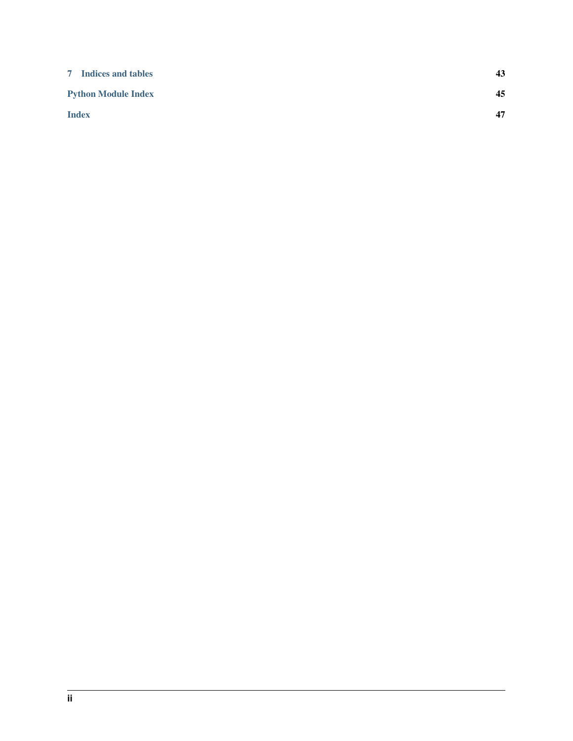**7 Indices and tables** 43

**Python Module Index** 45

**Index** 47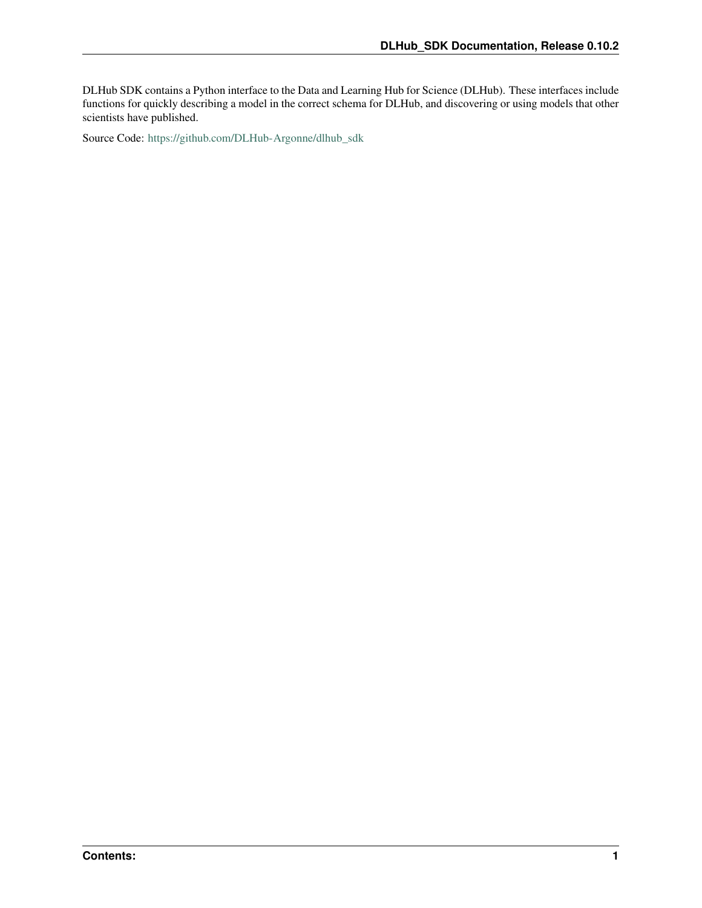DLHub SDK contains a Python interface to the Data and Learning Hub for Science (DLHub). These interfaces include functions for quickly describing a model in the correct schema for DLHub, and discovering or using models that other scientists have published.

Source Code: https://github.com/DLHub-Argonne/dlhub_sdk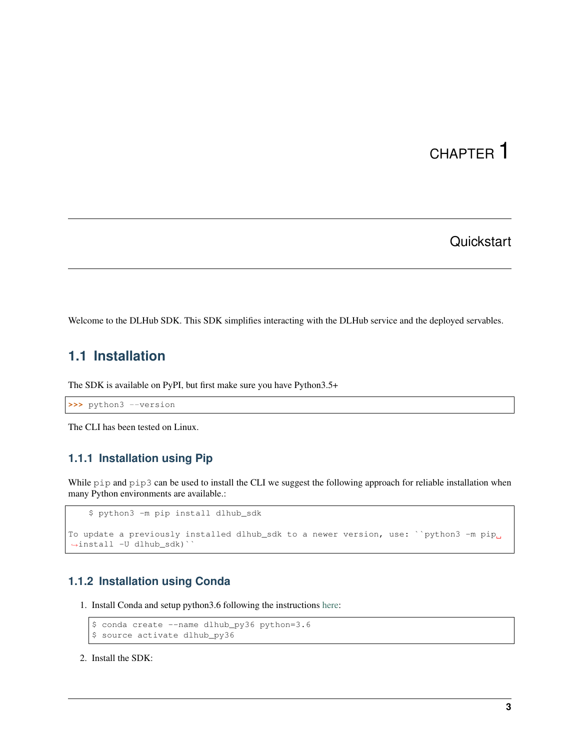# CHAPTER 1

# Quickstart

Welcome to the DLHub SDK. This SDK simplifies interacting with the DLHub service and the deployed servables.

## 1.1 Installation

The SDK is available on PyPI, but first make sure you have Python3.5+

```
>>> python3 --version
```

The CLI has been tested on Linux.

### 1.1.1 Installation using Pip

While `pip` and `pip3` can be used to install the CLI we suggest the following approach for reliable installation when many Python environments are available.:

```
    $ python3 -m pip install dlhub_sdk

To update a previously installed dlhub_sdk to a newer version, use: ``python3 -m pip install -U dlhub_sdk)``
```

### 1.1.2 Installation using Conda

1. Install Conda and setup python3.6 following the instructions here:

```
$ conda create --name dlhub_py36 python=3.6
$ source activate dlhub_py36
```

2. Install the SDK: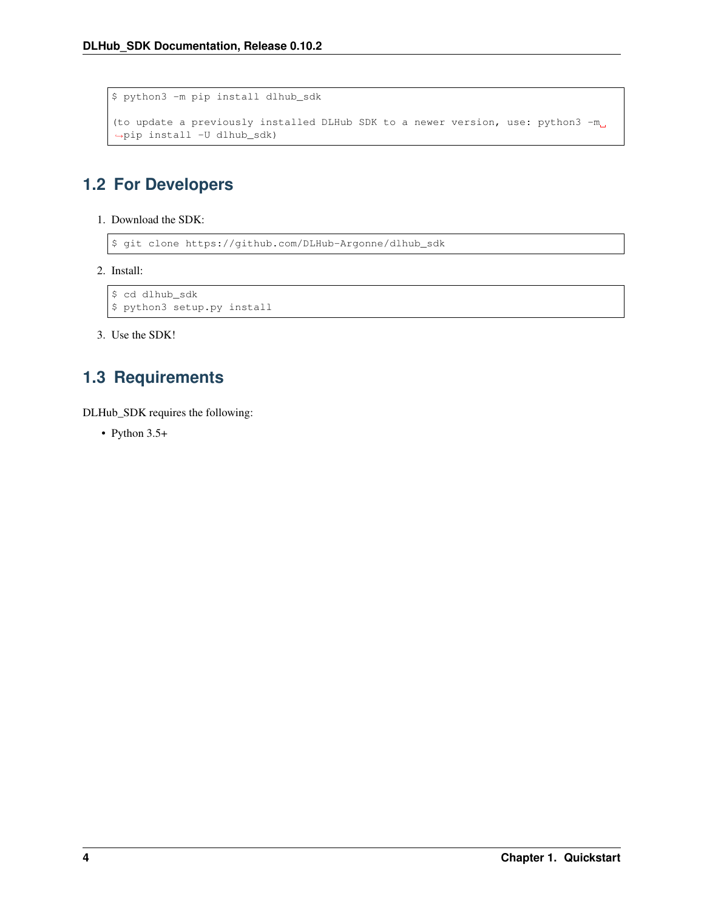```
$ python3 -m pip install dlhub_sdk

(to update a previously installed DLHub SDK to a newer version, use: python3 -m pip install -U dlhub_sdk)
```

## 1.2 For Developers

1. Download the SDK:

```
$ git clone https://github.com/DLHub-Argonne/dlhub_sdk
```

2. Install:

```
$ cd dlhub_sdk
$ python3 setup.py install
```

3. Use the SDK!

## 1.3 Requirements

DLHub_SDK requires the following:

- Python 3.5+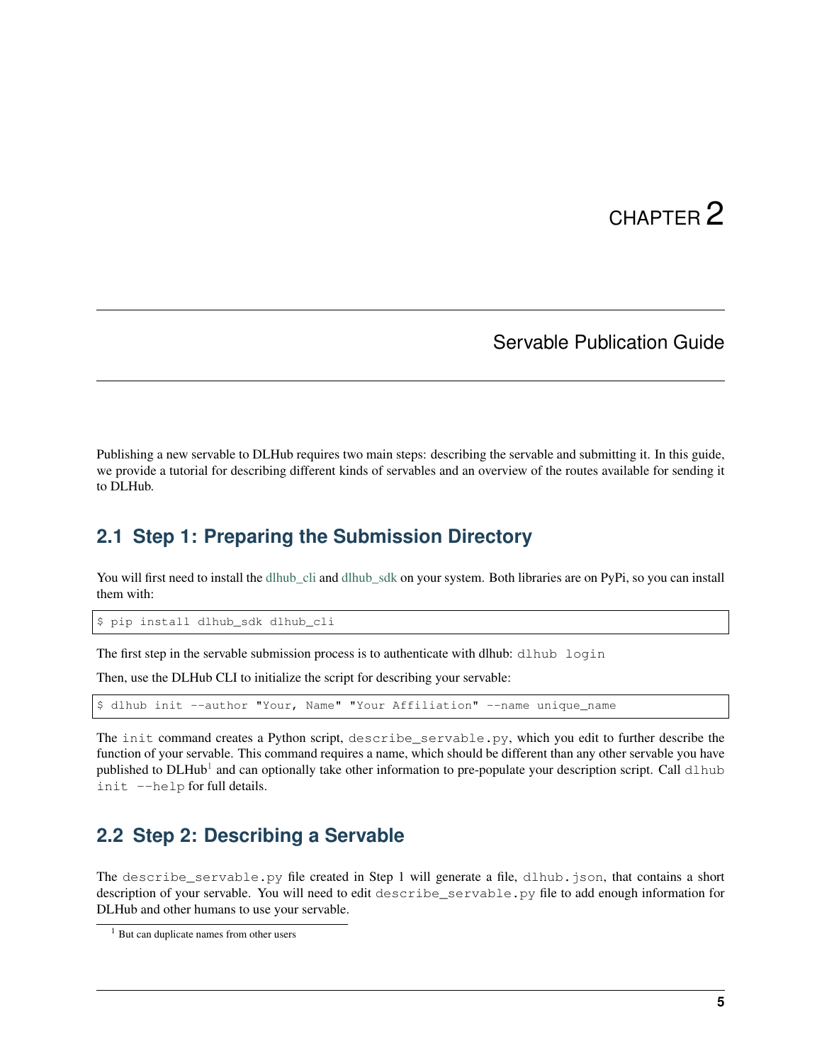# CHAPTER 2

## Servable Publication Guide

Publishing a new servable to DLHub requires two main steps: describing the servable and submitting it. In this guide, we provide a tutorial for describing different kinds of servables and an overview of the routes available for sending it to DLHub.

### 2.1 Step 1: Preparing the Submission Directory

You will first need to install the dlhub_cli and dlhub_sdk on your system. Both libraries are on PyPi, so you can install them with:

```
$ pip install dlhub_sdk dlhub_cli
```

The first step in the servable submission process is to authenticate with dlhub: `dlhub login`

Then, use the DLHub CLI to initialize the script for describing your servable:

```
$ dlhub init --author "Your, Name" "Your Affiliation" --name unique_name
```

The `init` command creates a Python script, `describe_servable.py`, which you edit to further describe the function of your servable. This command requires a name, which should be different than any other servable you have published to DLHub[1] and can optionally take other information to pre-populate your description script. Call `dlhub init --help` for full details.

### 2.2 Step 2: Describing a Servable

The `describe_servable.py` file created in Step 1 will generate a file, `dlhub.json`, that contains a short description of your servable. You will need to edit `describe_servable.py` file to add enough information for DLHub and other humans to use your servable.

[1] But can duplicate names from other users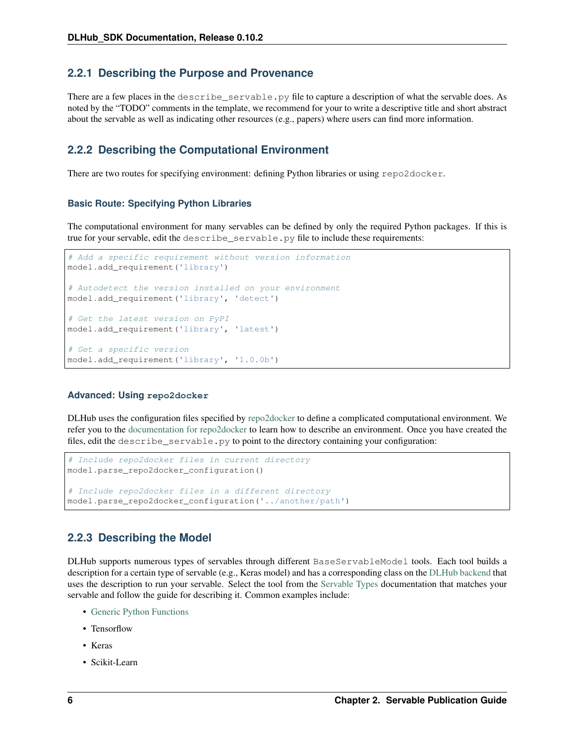### 2.2.1 Describing the Purpose and Provenance

There are a few places in the `describe_servable.py` file to capture a description of what the servable does. As noted by the "TODO" comments in the template, we recommend for your to write a descriptive title and short abstract about the servable as well as indicating other resources (e.g., papers) where users can find more information.

### 2.2.2 Describing the Computational Environment

There are two routes for specifying environment: defining Python libraries or using `repo2docker`.

#### Basic Route: Specifying Python Libraries

The computational environment for many servables can be defined by only the required Python packages. If this is true for your servable, edit the `describe_servable.py` file to include these requirements:

```
# Add a specific requirement without version information
model.add_requirement('library')

# Autodetect the version installed on your environment
model.add_requirement('library', 'detect')

# Get the latest version on PyPI
model.add_requirement('library', 'latest')

# Get a specific version
model.add_requirement('library', '1.0.0b')
```

#### Advanced: Using `repo2docker`

DLHub uses the configuration files specified by repo2docker to define a complicated computational environment. We refer you to the documentation for repo2docker to learn how to describe an environment. Once you have created the files, edit the `describe_servable.py` to point to the directory containing your configuration:

```
# Include repo2docker files in current directory
model.parse_repo2docker_configuration()

# Include repo2docker files in a different directory
model.parse_repo2docker_configuration('../another/path')
```

### 2.2.3 Describing the Model

DLHub supports numerous types of servables through different `BaseServableModel` tools. Each tool builds a description for a certain type of servable (e.g., Keras model) and has a corresponding class on the DLHub backend that uses the description to run your servable. Select the tool from the Servable Types documentation that matches your servable and follow the guide for describing it. Common examples include:

- Generic Python Functions
- Tensorflow
- Keras
- Scikit-Learn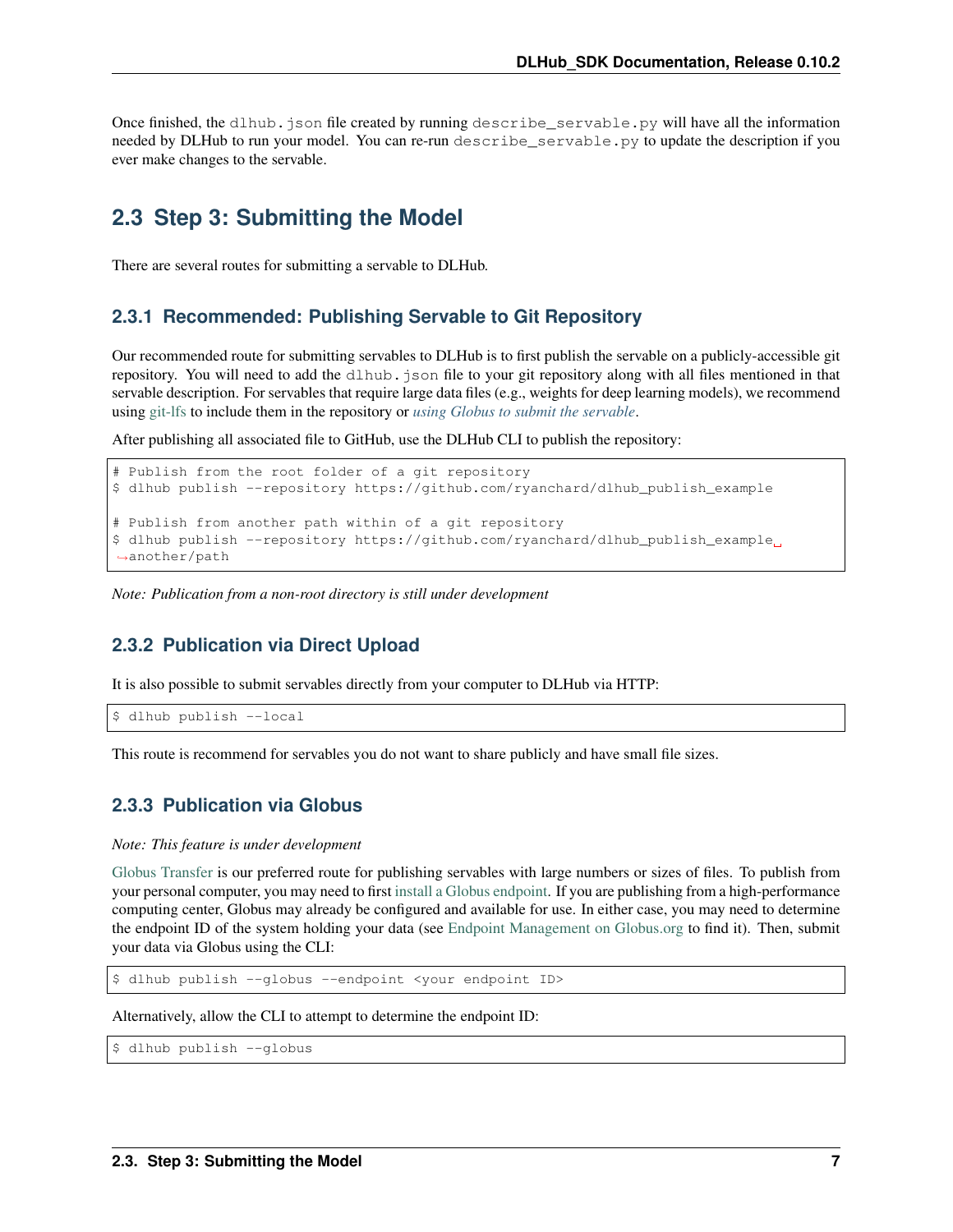Once finished, the `dlhub.json` file created by running `describe_servable.py` will have all the information needed by DLHub to run your model. You can re-run `describe_servable.py` to update the description if you ever make changes to the servable.

## 2.3 Step 3: Submitting the Model

There are several routes for submitting a servable to DLHub.

### 2.3.1 Recommended: Publishing Servable to Git Repository

Our recommended route for submitting servables to DLHub is to first publish the servable on a publicly-accessible git repository. You will need to add the `dlhub.json` file to your git repository along with all files mentioned in that servable description. For servables that require large data files (e.g., weights for deep learning models), we recommend using git-lfs to include them in the repository or *using Globus to submit the servable*.

After publishing all associated file to GitHub, use the DLHub CLI to publish the repository:

```
# Publish from the root folder of a git repository
$ dlhub publish --repository https://github.com/ryanchard/dlhub_publish_example

# Publish from another path within of a git repository
$ dlhub publish --repository https://github.com/ryanchard/dlhub_publish_example another/path
```

*Note: Publication from a non-root directory is still under development*

### 2.3.2 Publication via Direct Upload

It is also possible to submit servables directly from your computer to DLHub via HTTP:

```
$ dlhub publish --local
```

This route is recommend for servables you do not want to share publicly and have small file sizes.

### 2.3.3 Publication via Globus

*Note: This feature is under development*

Globus Transfer is our preferred route for publishing servables with large numbers or sizes of files. To publish from your personal computer, you may need to first install a Globus endpoint. If you are publishing from a high-performance computing center, Globus may already be configured and available for use. In either case, you may need to determine the endpoint ID of the system holding your data (see Endpoint Management on Globus.org to find it). Then, submit your data via Globus using the CLI:

```
$ dlhub publish --globus --endpoint <your endpoint ID>
```

Alternatively, allow the CLI to attempt to determine the endpoint ID:

```
$ dlhub publish --globus
```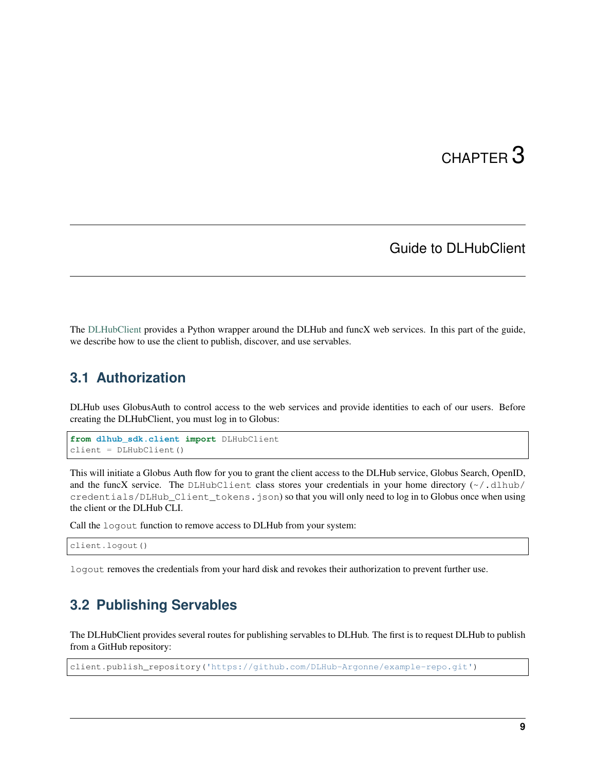# CHAPTER 3

## Guide to DLHubClient

The DLHubClient provides a Python wrapper around the DLHub and funcX web services. In this part of the guide, we describe how to use the client to publish, discover, and use servables.

### 3.1 Authorization

DLHub uses GlobusAuth to control access to the web services and provide identities to each of our users. Before creating the DLHubClient, you must log in to Globus:

```
from dlhub_sdk.client import DLHubClient
client = DLHubClient()
```

This will initiate a Globus Auth flow for you to grant the client access to the DLHub service, Globus Search, OpenID, and the funcX service. The `DLHubClient` class stores your credentials in your home directory (`~/.dlhub/credentials/DLHub_Client_tokens.json`) so that you will only need to log in to Globus once when using the client or the DLHub CLI.

Call the `logout` function to remove access to DLHub from your system:

```
client.logout()
```

`logout` removes the credentials from your hard disk and revokes their authorization to prevent further use.

### 3.2 Publishing Servables

The DLHubClient provides several routes for publishing servables to DLHub. The first is to request DLHub to publish from a GitHub repository:

```
client.publish_repository('https://github.com/DLHub-Argonne/example-repo.git')
```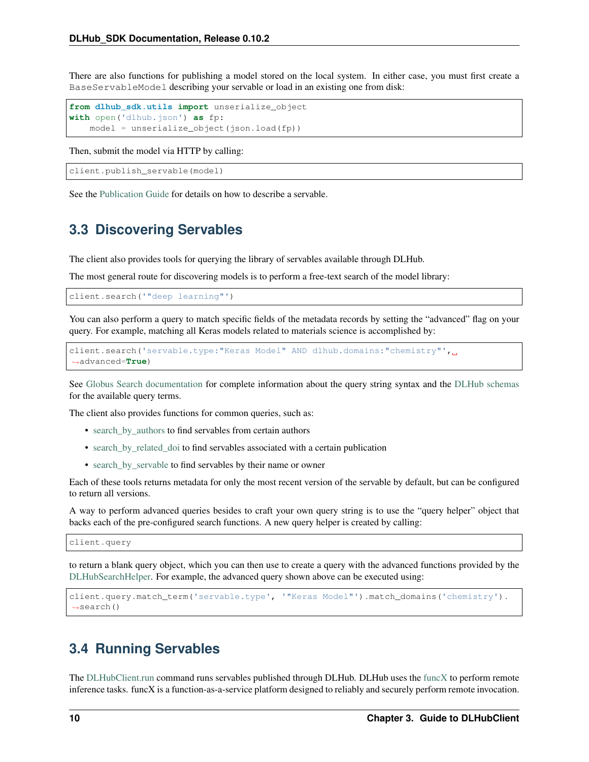There are also functions for publishing a model stored on the local system. In either case, you must first create a `BaseServableModel` describing your servable or load in an existing one from disk:

```
from dlhub_sdk.utils import unserialize_object
with open('dlhub.json') as fp:
    model = unserialize_object(json.load(fp))
```

Then, submit the model via HTTP by calling:

```
client.publish_servable(model)
```

See the Publication Guide for details on how to describe a servable.

## 3.3 Discovering Servables

The client also provides tools for querying the library of servables available through DLHub.

The most general route for discovering models is to perform a free-text search of the model library:

```
client.search('"deep learning"')
```

You can also perform a query to match specific fields of the metadata records by setting the "advanced" flag on your query. For example, matching all Keras models related to materials science is accomplished by:

```
client.search('servable.type:"Keras Model" AND dlhub.domains:"chemistry"', advanced=True)
```

See Globus Search documentation for complete information about the query string syntax and the DLHub schemas for the available query terms.

The client also provides functions for common queries, such as:

- search_by_authors to find servables from certain authors
- search_by_related_doi to find servables associated with a certain publication
- search_by_servable to find servables by their name or owner

Each of these tools returns metadata for only the most recent version of the servable by default, but can be configured to return all versions.

A way to perform advanced queries besides to craft your own query string is to use the "query helper" object that backs each of the pre-configured search functions. A new query helper is created by calling:

```
client.query
```

to return a blank query object, which you can then use to create a query with the advanced functions provided by the DLHubSearchHelper. For example, the advanced query shown above can be executed using:

```
client.query.match_term('servable.type', '"Keras Model"').match_domains('chemistry').search()
```

## 3.4 Running Servables

The DLHubClient.run command runs servables published through DLHub. DLHub uses the funcX to perform remote inference tasks. funcX is a function-as-a-service platform designed to reliably and securely perform remote invocation.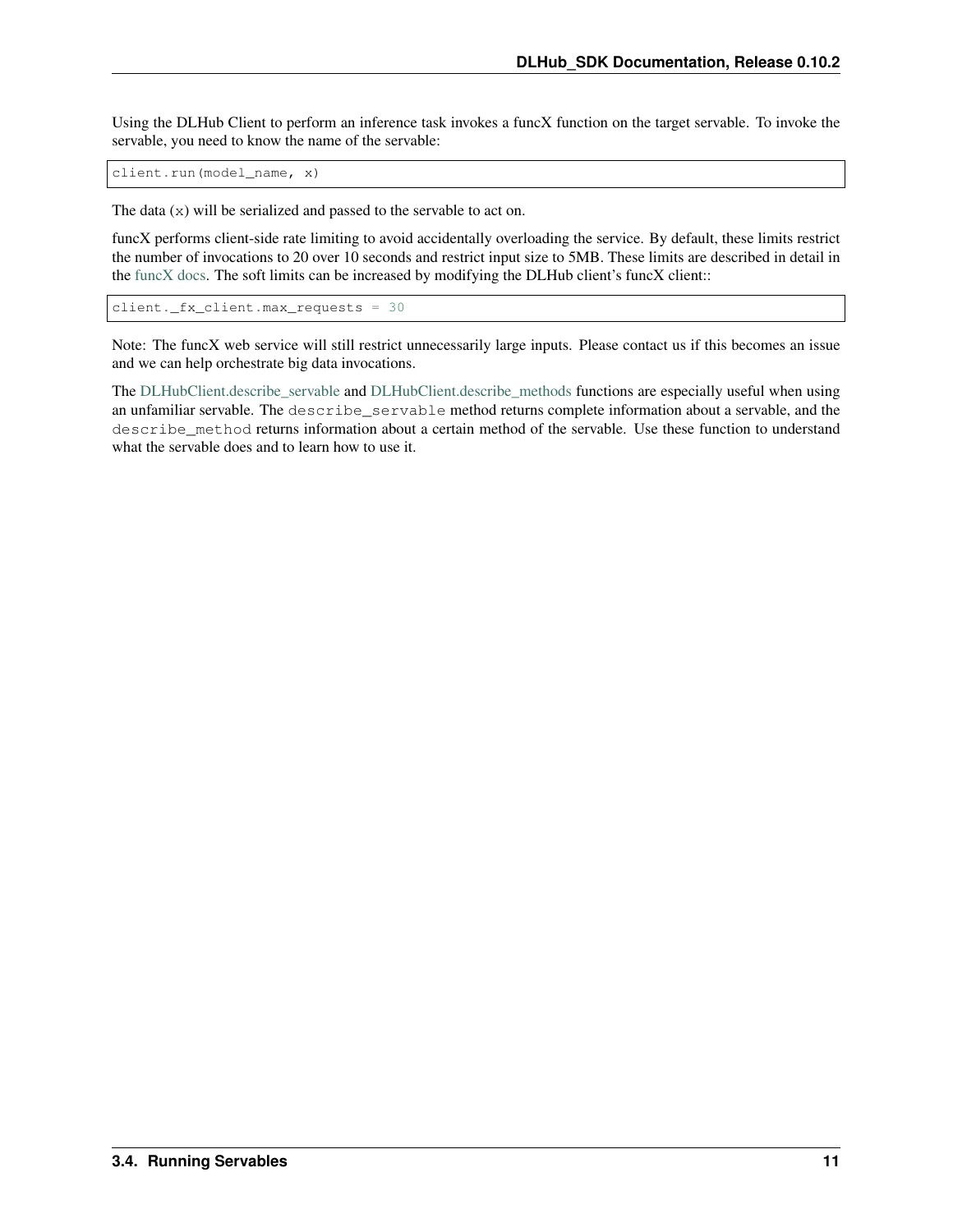Using the DLHub Client to perform an inference task invokes a funcX function on the target servable. To invoke the servable, you need to know the name of the servable:

```
client.run(model_name, x)
```

The data (`x`) will be serialized and passed to the servable to act on.

funcX performs client-side rate limiting to avoid accidentally overloading the service. By default, these limits restrict the number of invocations to 20 over 10 seconds and restrict input size to 5MB. These limits are described in detail in the funcX docs. The soft limits can be increased by modifying the DLHub client's funcX client::

```
client._fx_client.max_requests = 30
```

Note: The funcX web service will still restrict unnecessarily large inputs. Please contact us if this becomes an issue and we can help orchestrate big data invocations.

The DLHubClient.describe_servable and DLHubClient.describe_methods functions are especially useful when using an unfamiliar servable. The `describe_servable` method returns complete information about a servable, and the `describe_method` returns information about a certain method of the servable. Use these function to understand what the servable does and to learn how to use it.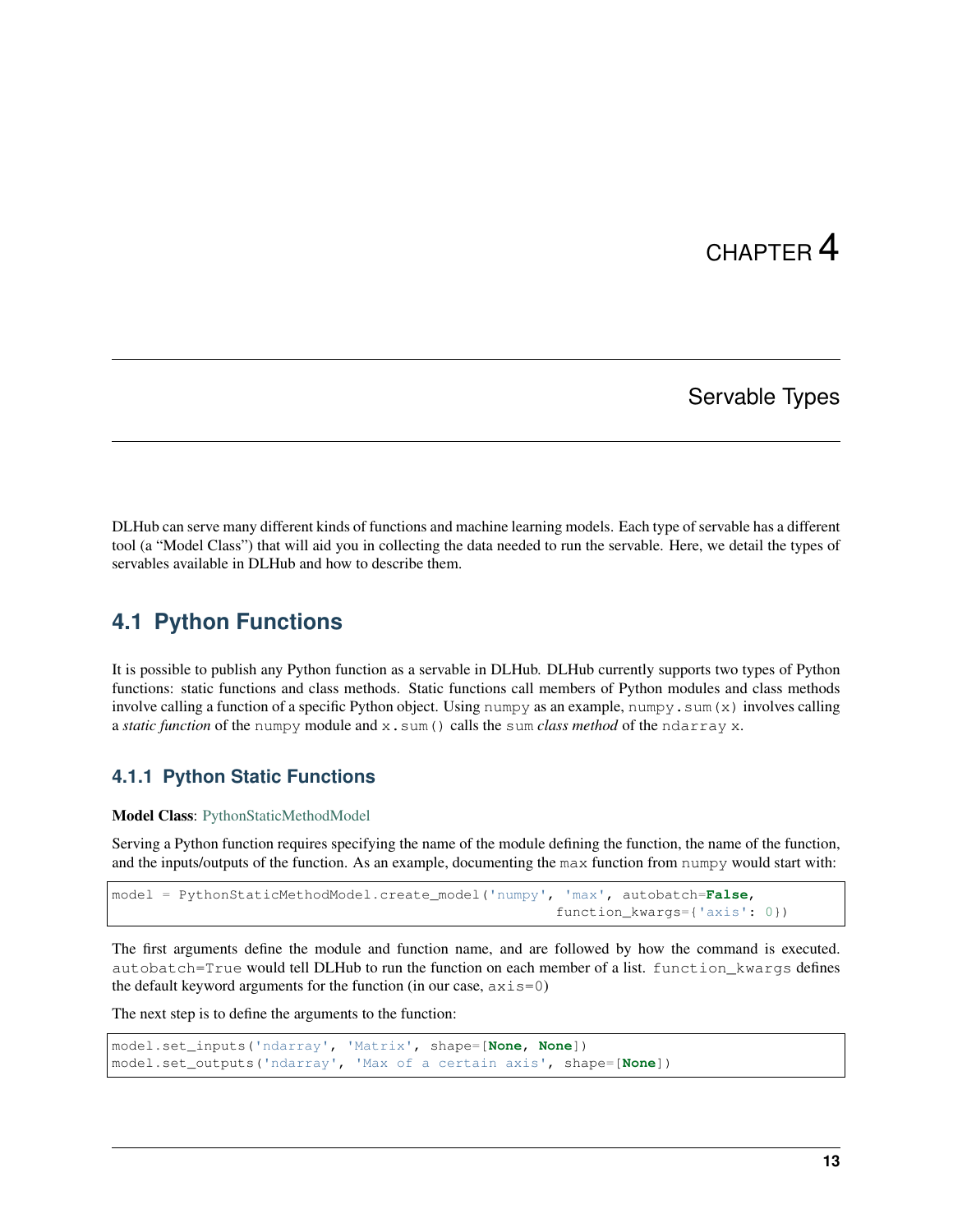# CHAPTER 4

# Servable Types

DLHub can serve many different kinds of functions and machine learning models. Each type of servable has a different tool (a "Model Class") that will aid you in collecting the data needed to run the servable. Here, we detail the types of servables available in DLHub and how to describe them.

## 4.1 Python Functions

It is possible to publish any Python function as a servable in DLHub. DLHub currently supports two types of Python functions: static functions and class methods. Static functions call members of Python modules and class methods involve calling a function of a specific Python object. Using `numpy` as an example, `numpy.sum(x)` involves calling a *static function* of the `numpy` module and `x.sum()` calls the `sum` *class method* of the `ndarray` `x`.

### 4.1.1 Python Static Functions

**Model Class**: PythonStaticMethodModel

Serving a Python function requires specifying the name of the module defining the function, the name of the function, and the inputs/outputs of the function. As an example, documenting the `max` function from `numpy` would start with:

```
model = PythonStaticMethodModel.create_model('numpy', 'max', autobatch=False,
                                             function_kwargs={'axis': 0})
```

The first arguments define the module and function name, and are followed by how the command is executed. `autobatch=True` would tell DLHub to run the function on each member of a list. `function_kwargs` defines the default keyword arguments for the function (in our case, `axis=0`)

The next step is to define the arguments to the function:

```
model.set_inputs('ndarray', 'Matrix', shape=[None, None])
model.set_outputs('ndarray', 'Max of a certain axis', shape=[None])
```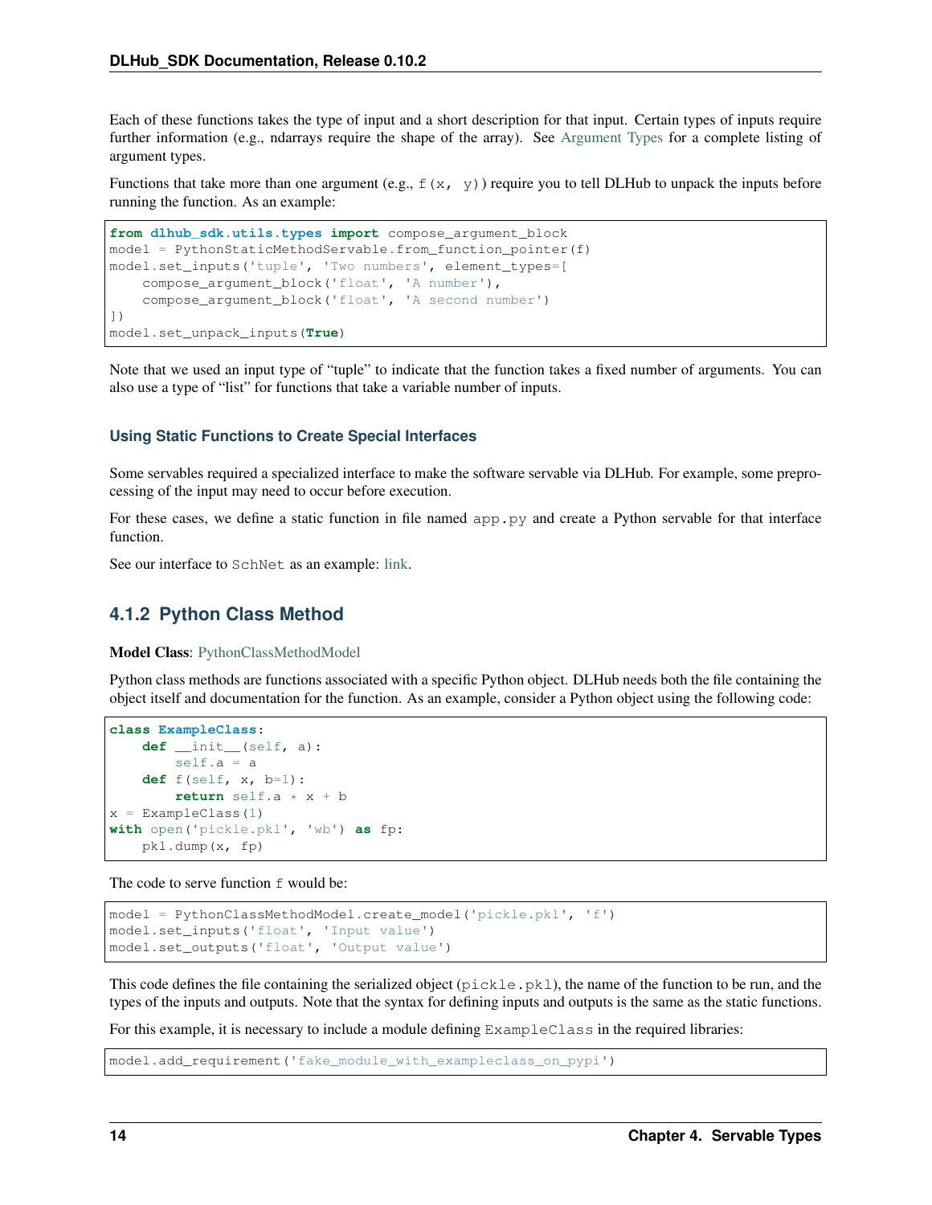Each of these functions takes the type of input and a short description for that input. Certain types of inputs require further information (e.g., ndarrays require the shape of the array). See Argument Types for a complete listing of argument types.

Functions that take more than one argument (e.g., `f(x, y)`) require you to tell DLHub to unpack the inputs before running the function. As an example:

```
from dlhub_sdk.utils.types import compose_argument_block
model = PythonStaticMethodServable.from_function_pointer(f)
model.set_inputs('tuple', 'Two numbers', element_types=[
    compose_argument_block('float', 'A number'),
    compose_argument_block('float', 'A second number')
])
model.set_unpack_inputs(True)
```

Note that we used an input type of "tuple" to indicate that the function takes a fixed number of arguments. You can also use a type of "list" for functions that take a variable number of inputs.

### Using Static Functions to Create Special Interfaces

Some servables required a specialized interface to make the software servable via DLHub. For example, some preprocessing of the input may need to occur before execution.

For these cases, we define a static function in file named `app.py` and create a Python servable for that interface function.

See our interface to `SchNet` as an example: link.

## 4.1.2 Python Class Method

**Model Class**: PythonClassMethodModel

Python class methods are functions associated with a specific Python object. DLHub needs both the file containing the object itself and documentation for the function. As an example, consider a Python object using the following code:

```
class ExampleClass:
    def __init__(self, a):
        self.a = a
    def f(self, x, b=1):
        return self.a * x + b
x = ExampleClass(1)
with open('pickle.pkl', 'wb') as fp:
    pkl.dump(x, fp)
```

The code to serve function `f` would be:

```
model = PythonClassMethodModel.create_model('pickle.pkl', 'f')
model.set_inputs('float', 'Input value')
model.set_outputs('float', 'Output value')
```

This code defines the file containing the serialized object (`pickle.pkl`), the name of the function to be run, and the types of the inputs and outputs. Note that the syntax for defining inputs and outputs is the same as the static functions.

For this example, it is necessary to include a module defining `ExampleClass` in the required libraries:

```
model.add_requirement('fake_module_with_exampleclass_on_pypi')
```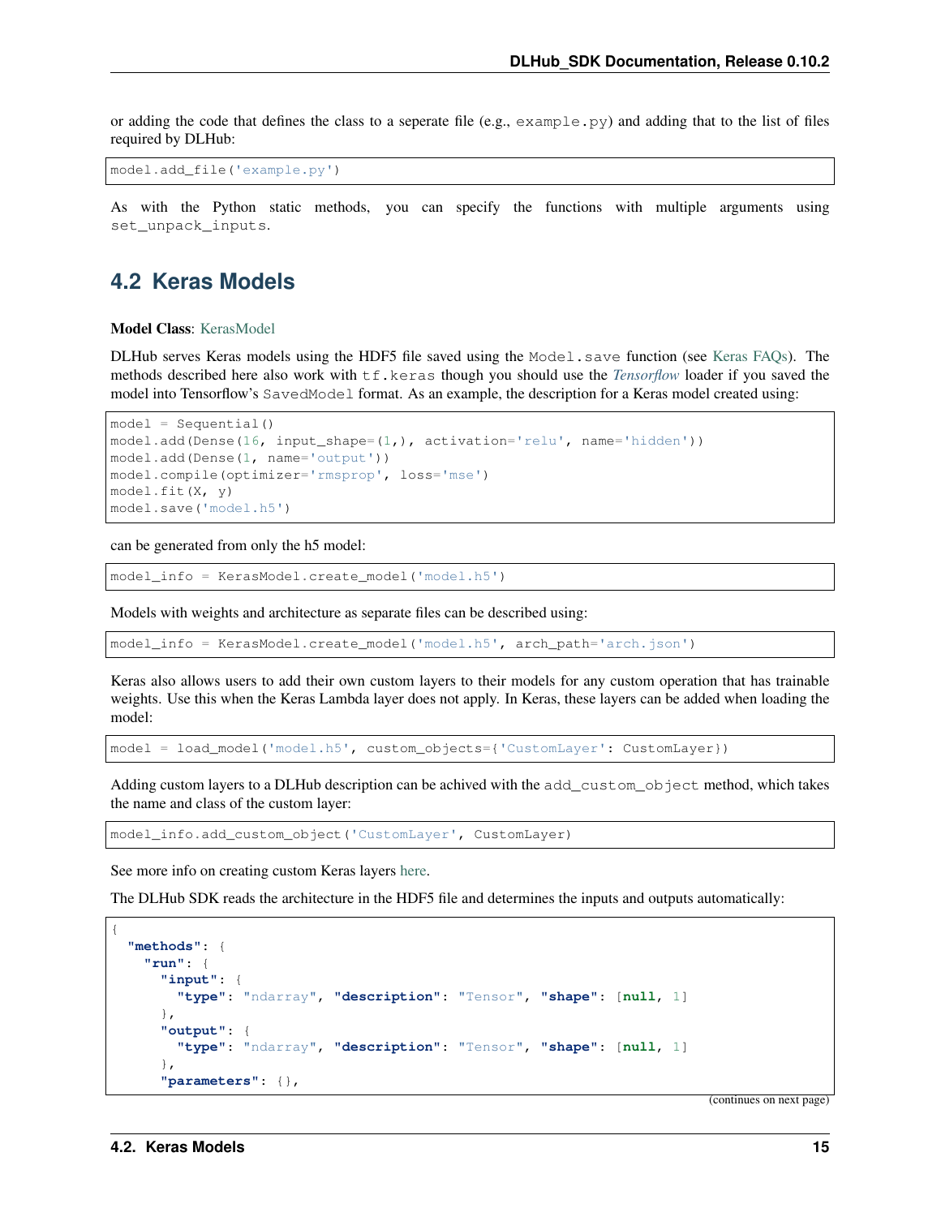or adding the code that defines the class to a seperate file (e.g., `example.py`) and adding that to the list of files required by DLHub:

```
model.add_file('example.py')
```

As with the Python static methods, you can specify the functions with multiple arguments using `set_unpack_inputs`.

## 4.2 Keras Models

**Model Class**: KerasModel

DLHub serves Keras models using the HDF5 file saved using the `Model.save` function (see Keras FAQs). The methods described here also work with `tf.keras` though you should use the *Tensorflow* loader if you saved the model into Tensorflow's `SavedModel` format. As an example, the description for a Keras model created using:

```
model = Sequential()
model.add(Dense(16, input_shape=(1,), activation='relu', name='hidden'))
model.add(Dense(1, name='output'))
model.compile(optimizer='rmsprop', loss='mse')
model.fit(X, y)
model.save('model.h5')
```

can be generated from only the h5 model:

```
model_info = KerasModel.create_model('model.h5')
```

Models with weights and architecture as separate files can be described using:

```
model_info = KerasModel.create_model('model.h5', arch_path='arch.json')
```

Keras also allows users to add their own custom layers to their models for any custom operation that has trainable weights. Use this when the Keras Lambda layer does not apply. In Keras, these layers can be added when loading the model:

```
model = load_model('model.h5', custom_objects={'CustomLayer': CustomLayer})
```

Adding custom layers to a DLHub description can be achived with the `add_custom_object` method, which takes the name and class of the custom layer:

```
model_info.add_custom_object('CustomLayer', CustomLayer)
```

See more info on creating custom Keras layers here.

The DLHub SDK reads the architecture in the HDF5 file and determines the inputs and outputs automatically:

```
{
  "methods": {
    "run": {
      "input": {
        "type": "ndarray", "description": "Tensor", "shape": [null, 1]
      },
      "output": {
        "type": "ndarray", "description": "Tensor", "shape": [null, 1]
      },
      "parameters": {},
```

(continues on next page)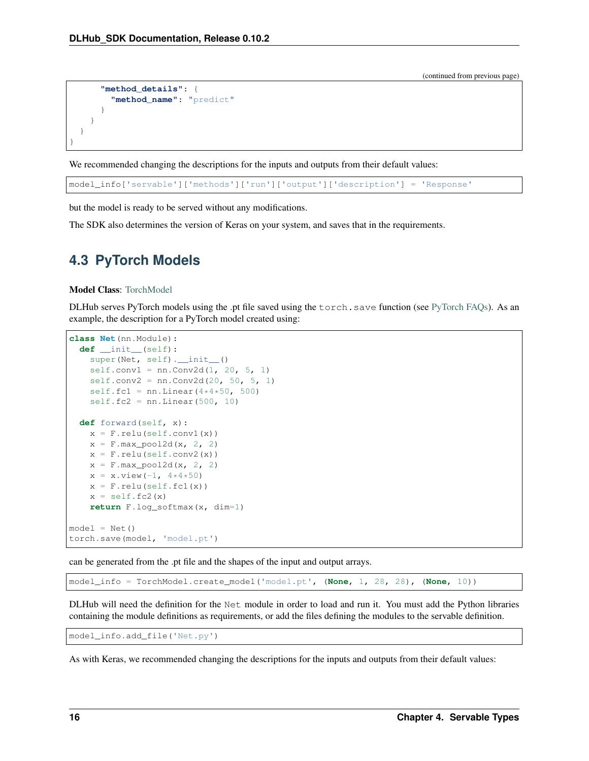(continued from previous page)

```
      "method_details": {
        "method_name": "predict"
      }
    }
  }
}
```

We recommended changing the descriptions for the inputs and outputs from their default values:

```
model_info['servable']['methods']['run']['output']['description'] = 'Response'
```

but the model is ready to be served without any modifications.

The SDK also determines the version of Keras on your system, and saves that in the requirements.

## 4.3 PyTorch Models

**Model Class**: TorchModel

DLHub serves PyTorch models using the .pt file saved using the `torch.save` function (see PyTorch FAQs). As an example, the description for a PyTorch model created using:

```
class Net(nn.Module):
  def __init__(self):
    super(Net, self).__init__()
    self.conv1 = nn.Conv2d(1, 20, 5, 1)
    self.conv2 = nn.Conv2d(20, 50, 5, 1)
    self.fc1 = nn.Linear(4*4*50, 500)
    self.fc2 = nn.Linear(500, 10)

  def forward(self, x):
    x = F.relu(self.conv1(x))
    x = F.max_pool2d(x, 2, 2)
    x = F.relu(self.conv2(x))
    x = F.max_pool2d(x, 2, 2)
    x = x.view(-1, 4*4*50)
    x = F.relu(self.fc1(x))
    x = self.fc2(x)
    return F.log_softmax(x, dim=1)

model = Net()
torch.save(model, 'model.pt')
```

can be generated from the .pt file and the shapes of the input and output arrays.

```
model_info = TorchModel.create_model('model.pt', (None, 1, 28, 28), (None, 10))
```

DLHub will need the definition for the `Net` module in order to load and run it. You must add the Python libraries containing the module definitions as requirements, or add the files defining the modules to the servable definition.

```
model_info.add_file('Net.py')
```

As with Keras, we recommended changing the descriptions for the inputs and outputs from their default values: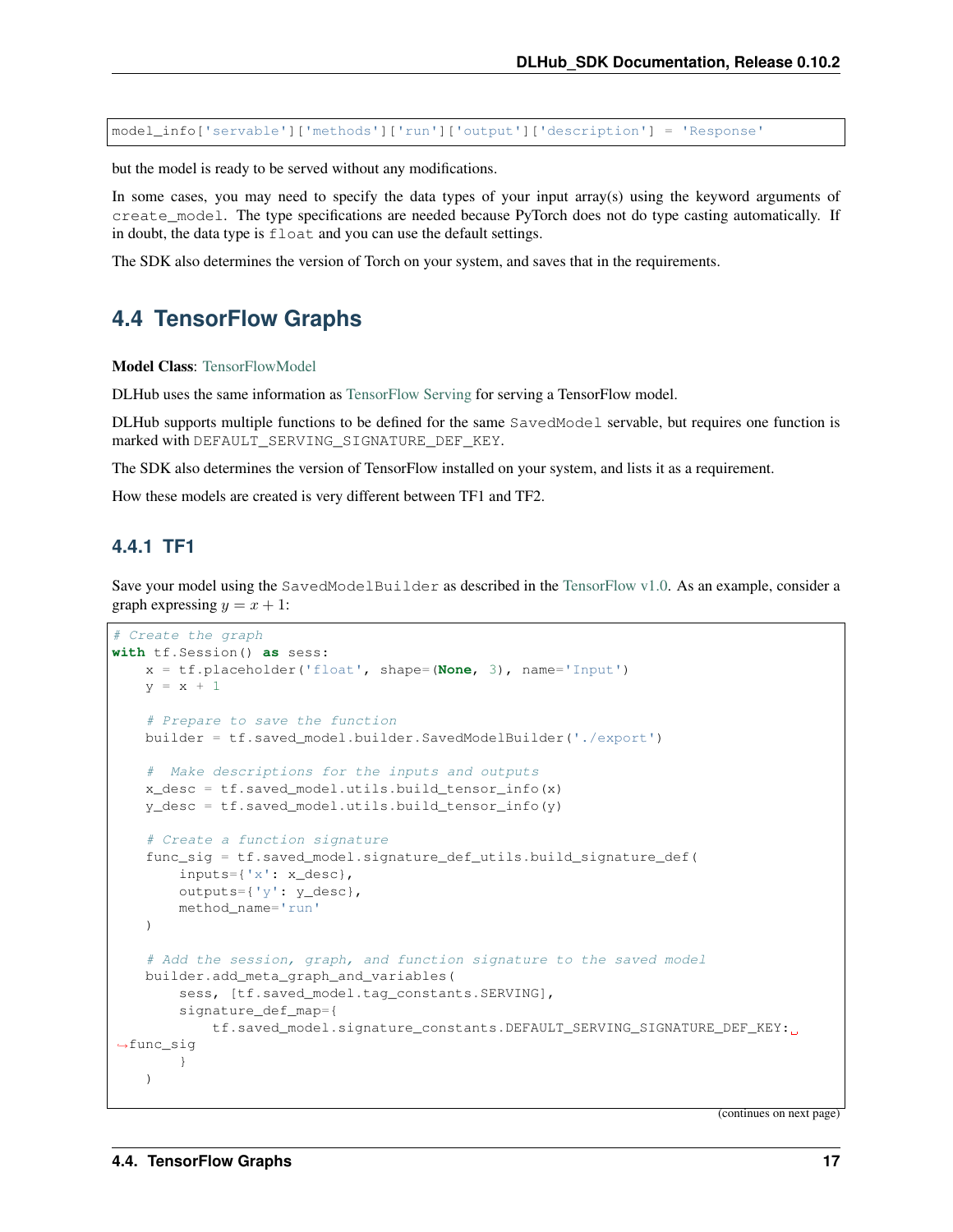```
model_info['servable']['methods']['run']['output']['description'] = 'Response'
```

but the model is ready to be served without any modifications.

In some cases, you may need to specify the data types of your input array(s) using the keyword arguments of `create_model`. The type specifications are needed because PyTorch does not do type casting automatically. If in doubt, the data type is `float` and you can use the default settings.

The SDK also determines the version of Torch on your system, and saves that in the requirements.

## 4.4 TensorFlow Graphs

**Model Class**: TensorFlowModel

DLHub uses the same information as TensorFlow Serving for serving a TensorFlow model.

DLHub supports multiple functions to be defined for the same `SavedModel` servable, but requires one function is marked with `DEFAULT_SERVING_SIGNATURE_DEF_KEY`.

The SDK also determines the version of TensorFlow installed on your system, and lists it as a requirement.

How these models are created is very different between TF1 and TF2.

### 4.4.1 TF1

Save your model using the `SavedModelBuilder` as described in the TensorFlow v1.0. As an example, consider a graph expressing $y = x + 1$:

```
# Create the graph
with tf.Session() as sess:
    x = tf.placeholder('float', shape=(None, 3), name='Input')
    y = x + 1

    # Prepare to save the function
    builder = tf.saved_model.builder.SavedModelBuilder('./export')

    #  Make descriptions for the inputs and outputs
    x_desc = tf.saved_model.utils.build_tensor_info(x)
    y_desc = tf.saved_model.utils.build_tensor_info(y)

    # Create a function signature
    func_sig = tf.saved_model.signature_def_utils.build_signature_def(
        inputs={'x': x_desc},
        outputs={'y': y_desc},
        method_name='run'
    )

    # Add the session, graph, and function signature to the saved model
    builder.add_meta_graph_and_variables(
        sess, [tf.saved_model.tag_constants.SERVING],
        signature_def_map={
            tf.saved_model.signature_constants.DEFAULT_SERVING_SIGNATURE_DEF_KEY:
→func_sig
        }
    )
```

(continues on next page)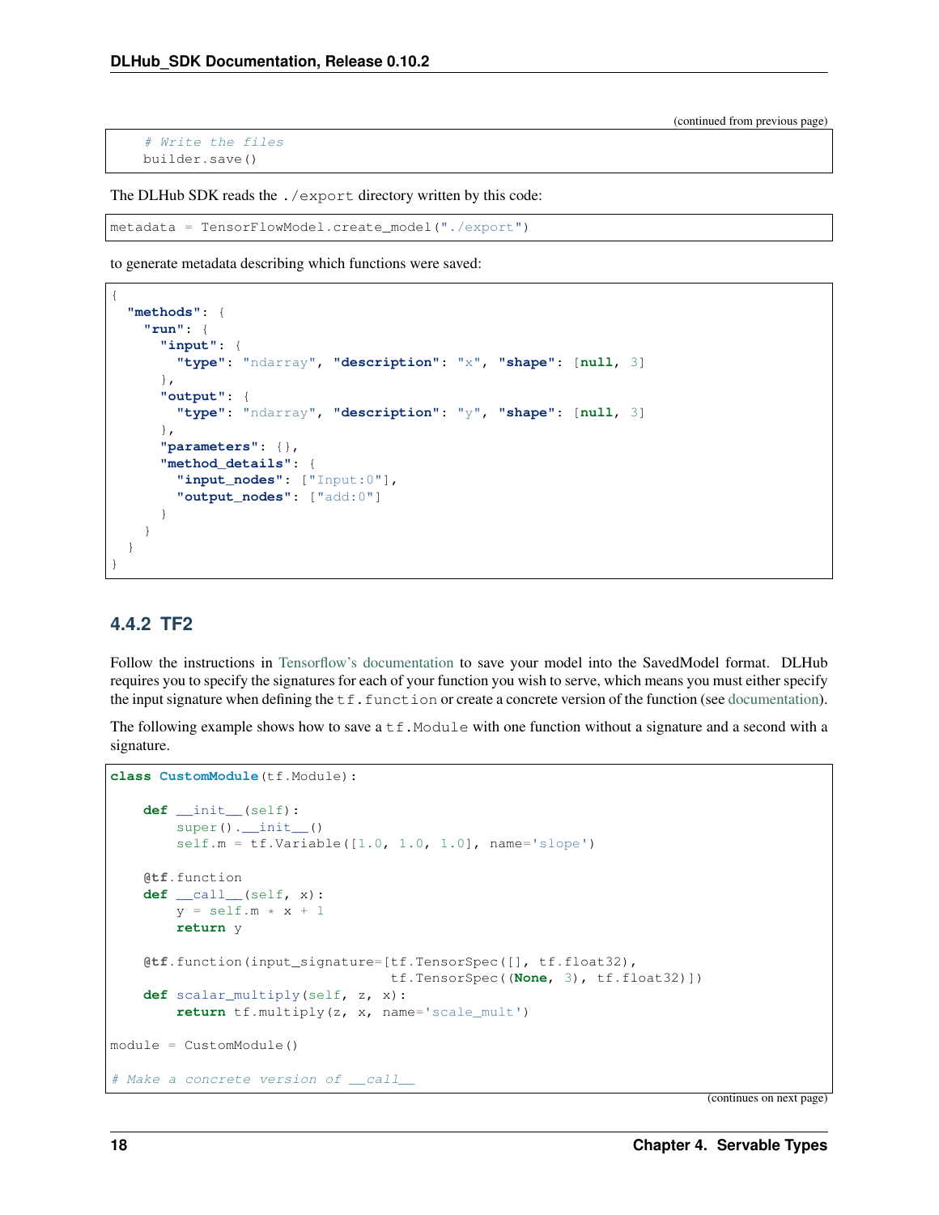(continued from previous page)

```
    # Write the files
    builder.save()
```

The DLHub SDK reads the `./export` directory written by this code:

```
metadata = TensorFlowModel.create_model("./export")
```

to generate metadata describing which functions were saved:

```
{
  "methods": {
    "run": {
      "input": {
        "type": "ndarray", "description": "x", "shape": [null, 3]
      },
      "output": {
        "type": "ndarray", "description": "y", "shape": [null, 3]
      },
      "parameters": {},
      "method_details": {
        "input_nodes": ["Input:0"],
        "output_nodes": ["add:0"]
      }
    }
  }
}
```

### 4.4.2 TF2

Follow the instructions in Tensorflow's documentation to save your model into the SavedModel format. DLHub requires you to specify the signatures for each of your function you wish to serve, which means you must either specify the input signature when defining the `tf.function` or create a concrete version of the function (see documentation).

The following example shows how to save a `tf.Module` with one function without a signature and a second with a signature.

```
class CustomModule(tf.Module):

    def __init__(self):
        super().__init__()
        self.m = tf.Variable([1.0, 1.0, 1.0], name='slope')

    @tf.function
    def __call__(self, x):
        y = self.m * x + 1
        return y

    @tf.function(input_signature=[tf.TensorSpec([], tf.float32),
                                  tf.TensorSpec((None, 3), tf.float32)])
    def scalar_multiply(self, z, x):
        return tf.multiply(z, x, name='scale_mult')

module = CustomModule()

# Make a concrete version of __call__
```

(continues on next page)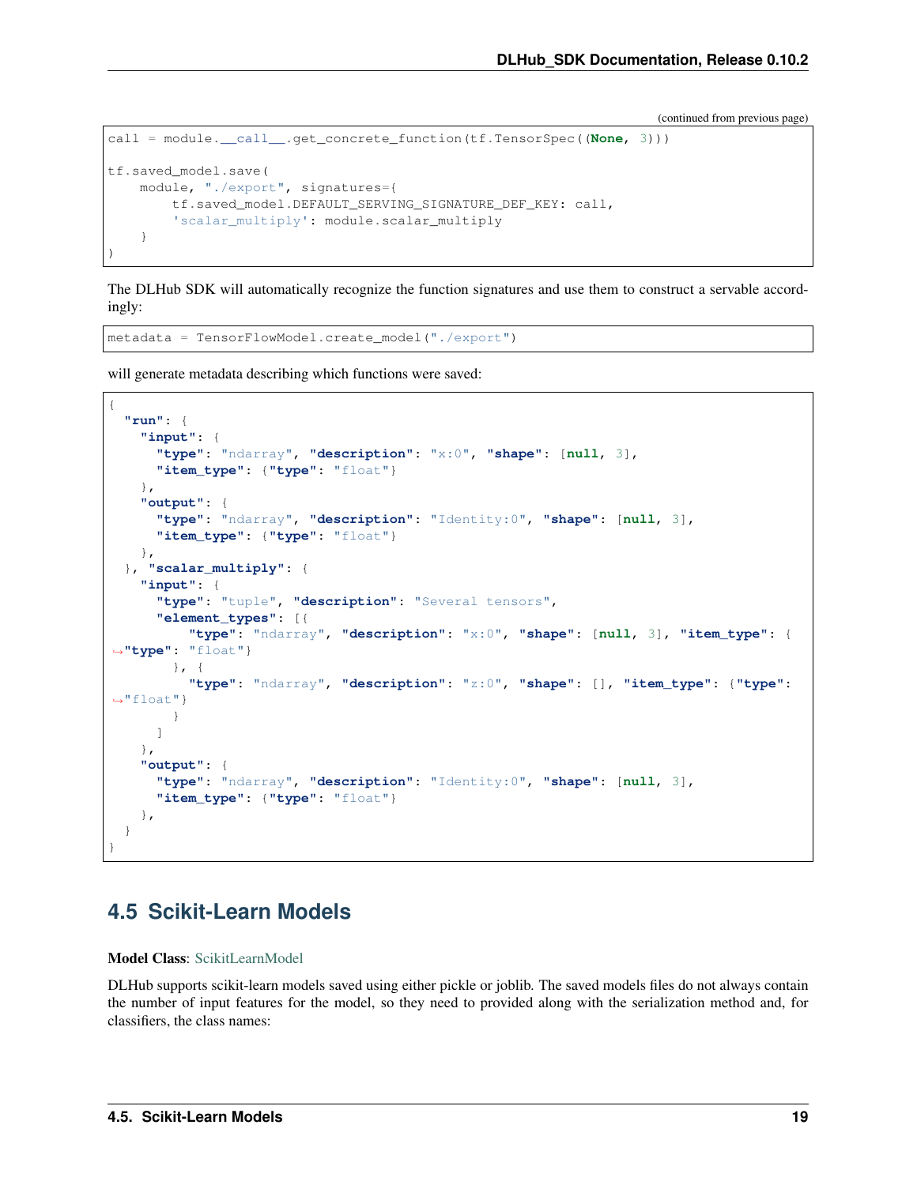(continued from previous page)

```
call = module.__call__.get_concrete_function(tf.TensorSpec((None, 3)))

tf.saved_model.save(
    module, "./export", signatures={
        tf.saved_model.DEFAULT_SERVING_SIGNATURE_DEF_KEY: call,
        'scalar_multiply': module.scalar_multiply
    }
)
```

The DLHub SDK will automatically recognize the function signatures and use them to construct a servable accordingly:

```
metadata = TensorFlowModel.create_model("./export")
```

will generate metadata describing which functions were saved:

```
{
  "run": {
    "input": {
      "type": "ndarray", "description": "x:0", "shape": [null, 3],
      "item_type": {"type": "float"}
    },
    "output": {
      "type": "ndarray", "description": "Identity:0", "shape": [null, 3],
      "item_type": {"type": "float"}
    },
  }, "scalar_multiply": {
    "input": {
      "type": "tuple", "description": "Several tensors",
      "element_types": [{
          "type": "ndarray", "description": "x:0", "shape": [null, 3], "item_type": {
↪"type": "float"}
        }, {
          "type": "ndarray", "description": "z:0", "shape": [], "item_type": {"type":
↪"float"}
        }
      ]
    },
    "output": {
      "type": "ndarray", "description": "Identity:0", "shape": [null, 3],
      "item_type": {"type": "float"}
    },
  }
}
```

## 4.5 Scikit-Learn Models

**Model Class**: ScikitLearnModel

DLHub supports scikit-learn models saved using either pickle or joblib. The saved models files do not always contain the number of input features for the model, so they need to provided along with the serialization method and, for classifiers, the class names: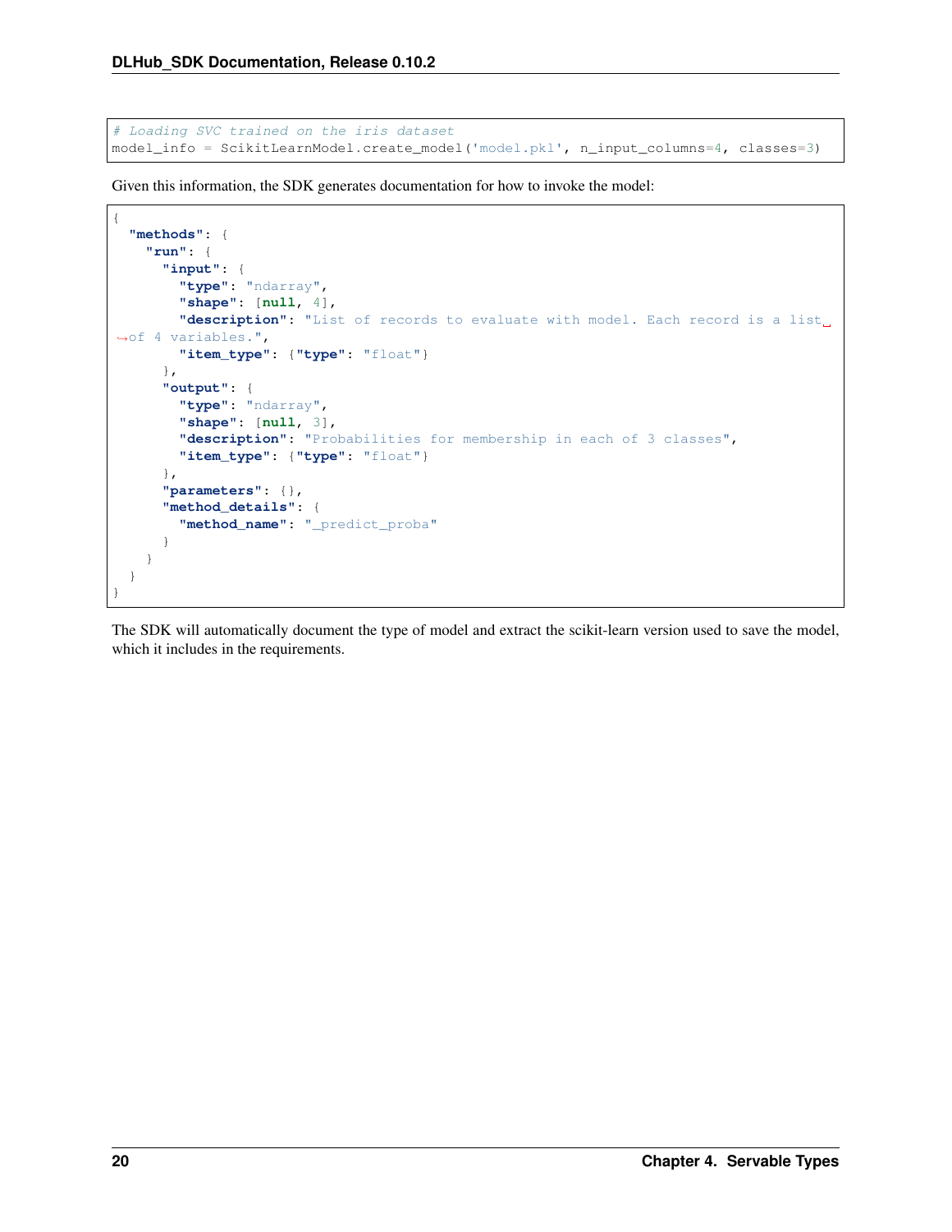```python
# Loading SVC trained on the iris dataset
model_info = ScikitLearnModel.create_model('model.pkl', n_input_columns=4, classes=3)
```

Given this information, the SDK generates documentation for how to invoke the model:

```json
{
  "methods": {
    "run": {
      "input": {
        "type": "ndarray",
        "shape": [null, 4],
        "description": "List of records to evaluate with model. Each record is a list of 4 variables.",
        "item_type": {"type": "float"}
      },
      "output": {
        "type": "ndarray",
        "shape": [null, 3],
        "description": "Probabilities for membership in each of 3 classes",
        "item_type": {"type": "float"}
      },
      "parameters": {},
      "method_details": {
        "method_name": "_predict_proba"
      }
    }
  }
}
```

The SDK will automatically document the type of model and extract the scikit-learn version used to save the model, which it includes in the requirements.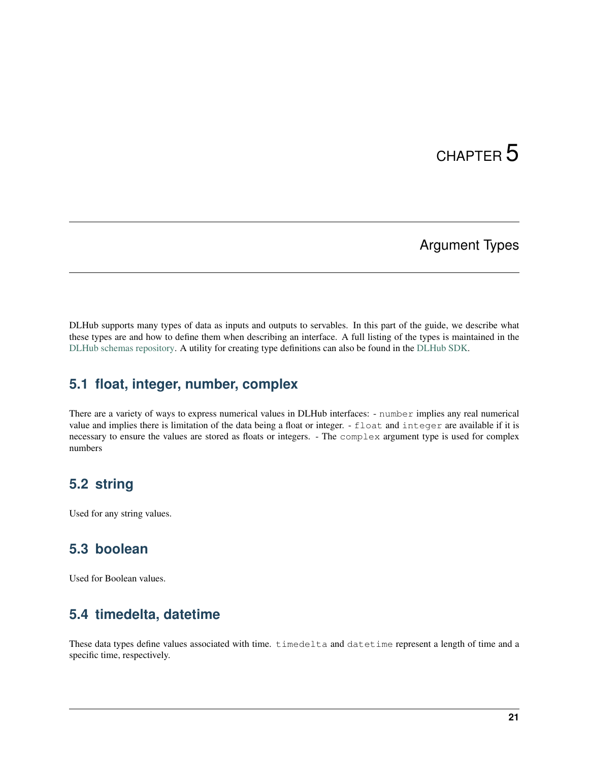# CHAPTER 5

## Argument Types

DLHub supports many types of data as inputs and outputs to servables. In this part of the guide, we describe what these types are and how to define them when describing an interface. A full listing of the types is maintained in the DLHub schemas repository. A utility for creating type definitions can also be found in the DLHub SDK.

### 5.1 float, integer, number, complex

There are a variety of ways to express numerical values in DLHub interfaces: - `number` implies any real numerical value and implies there is limitation of the data being a float or integer. - `float` and `integer` are available if it is necessary to ensure the values are stored as floats or integers. - The `complex` argument type is used for complex numbers

### 5.2 string

Used for any string values.

### 5.3 boolean

Used for Boolean values.

### 5.4 timedelta, datetime

These data types define values associated with time. `timedelta` and `datetime` represent a length of time and a specific time, respectively.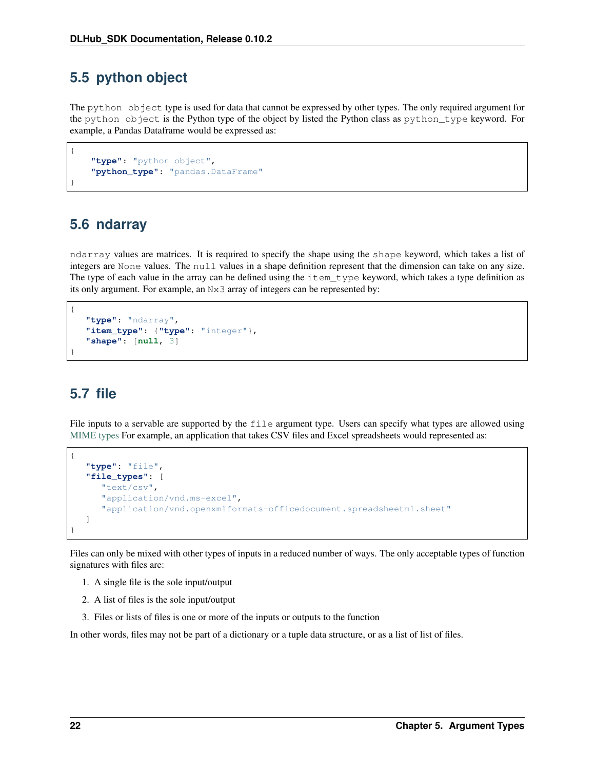## 5.5 python object

The `python object` type is used for data that cannot be expressed by other types. The only required argument for the `python object` is the Python type of the object by listed the Python class as `python_type` keyword. For example, a Pandas Dataframe would be expressed as:

```
{
    "type": "python object",
    "python_type": "pandas.DataFrame"
}
```

## 5.6 ndarray

`ndarray` values are matrices. It is required to specify the shape using the `shape` keyword, which takes a list of integers are `None` values. The `null` values in a shape definition represent that the dimension can take on any size. The type of each value in the array can be defined using the `item_type` keyword, which takes a type definition as its only argument. For example, an `Nx3` array of integers can be represented by:

```
{
   "type": "ndarray",
   "item_type": {"type": "integer"},
   "shape": [null, 3]
}
```

## 5.7 file

File inputs to a servable are supported by the `file` argument type. Users can specify what types are allowed using MIME types For example, an application that takes CSV files and Excel spreadsheets would represented as:

```
{
   "type": "file",
   "file_types": [
      "text/csv",
      "application/vnd.ms-excel",
      "application/vnd.openxmlformats-officedocument.spreadsheetml.sheet"
   ]
}
```

Files can only be mixed with other types of inputs in a reduced number of ways. The only acceptable types of function signatures with files are:

1. A single file is the sole input/output
2. A list of files is the sole input/output
3. Files or lists of files is one or more of the inputs or outputs to the function

In other words, files may not be part of a dictionary or a tuple data structure, or as a list of list of files.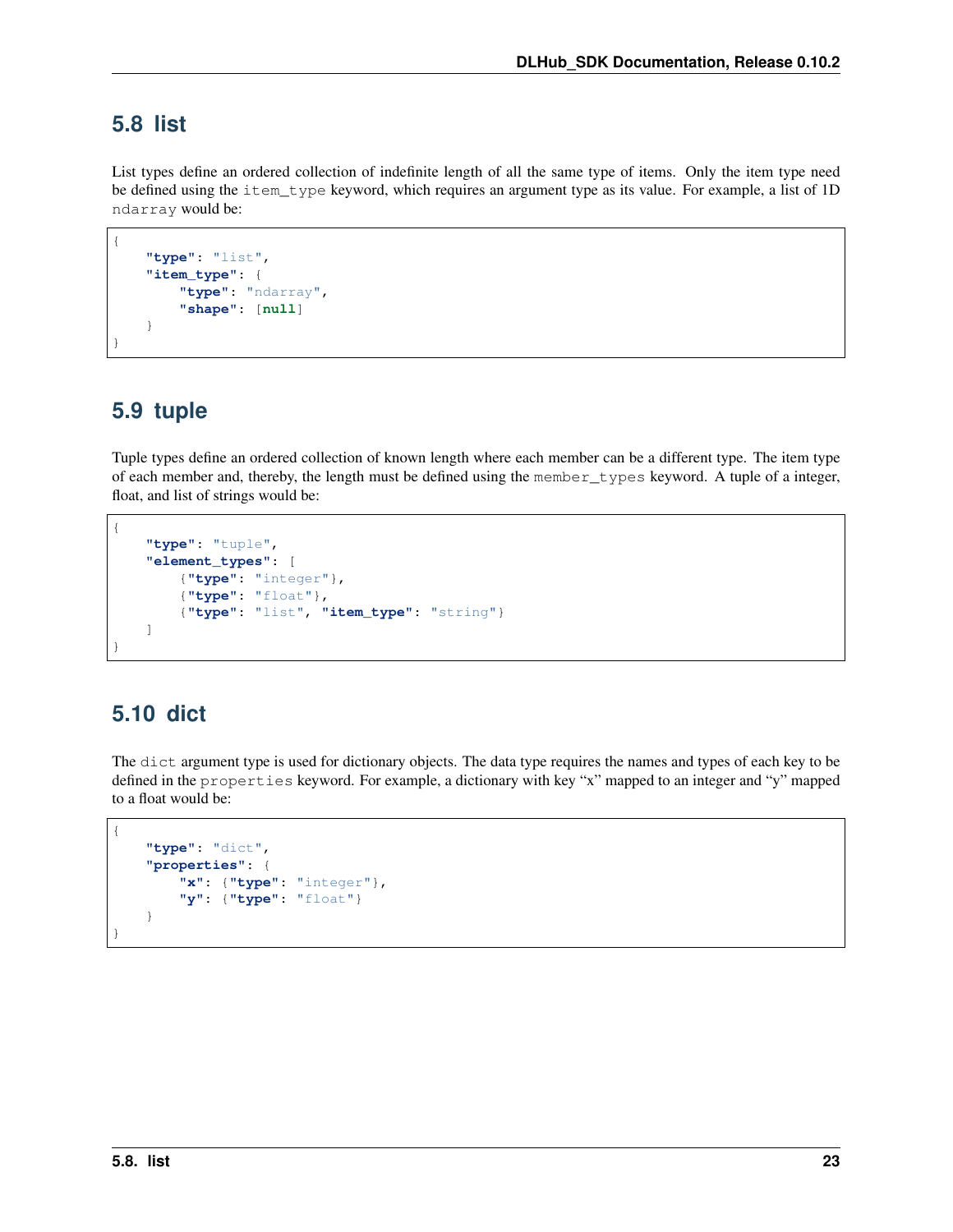## 5.8 list

List types define an ordered collection of indefinite length of all the same type of items. Only the item type need be defined using the `item_type` keyword, which requires an argument type as its value. For example, a list of 1D `ndarray` would be:

```
{
    "type": "list",
    "item_type": {
        "type": "ndarray",
        "shape": [null]
    }
}
```

## 5.9 tuple

Tuple types define an ordered collection of known length where each member can be a different type. The item type of each member and, thereby, the length must be defined using the `member_types` keyword. A tuple of a integer, float, and list of strings would be:

```
{
    "type": "tuple",
    "element_types": [
        {"type": "integer"},
        {"type": "float"},
        {"type": "list", "item_type": "string"}
    ]
}
```

## 5.10 dict

The `dict` argument type is used for dictionary objects. The data type requires the names and types of each key to be defined in the `properties` keyword. For example, a dictionary with key "x" mapped to an integer and "y" mapped to a float would be:

```
{
    "type": "dict",
    "properties": {
        "x": {"type": "integer"},
        "y": {"type": "float"}
    }
}
```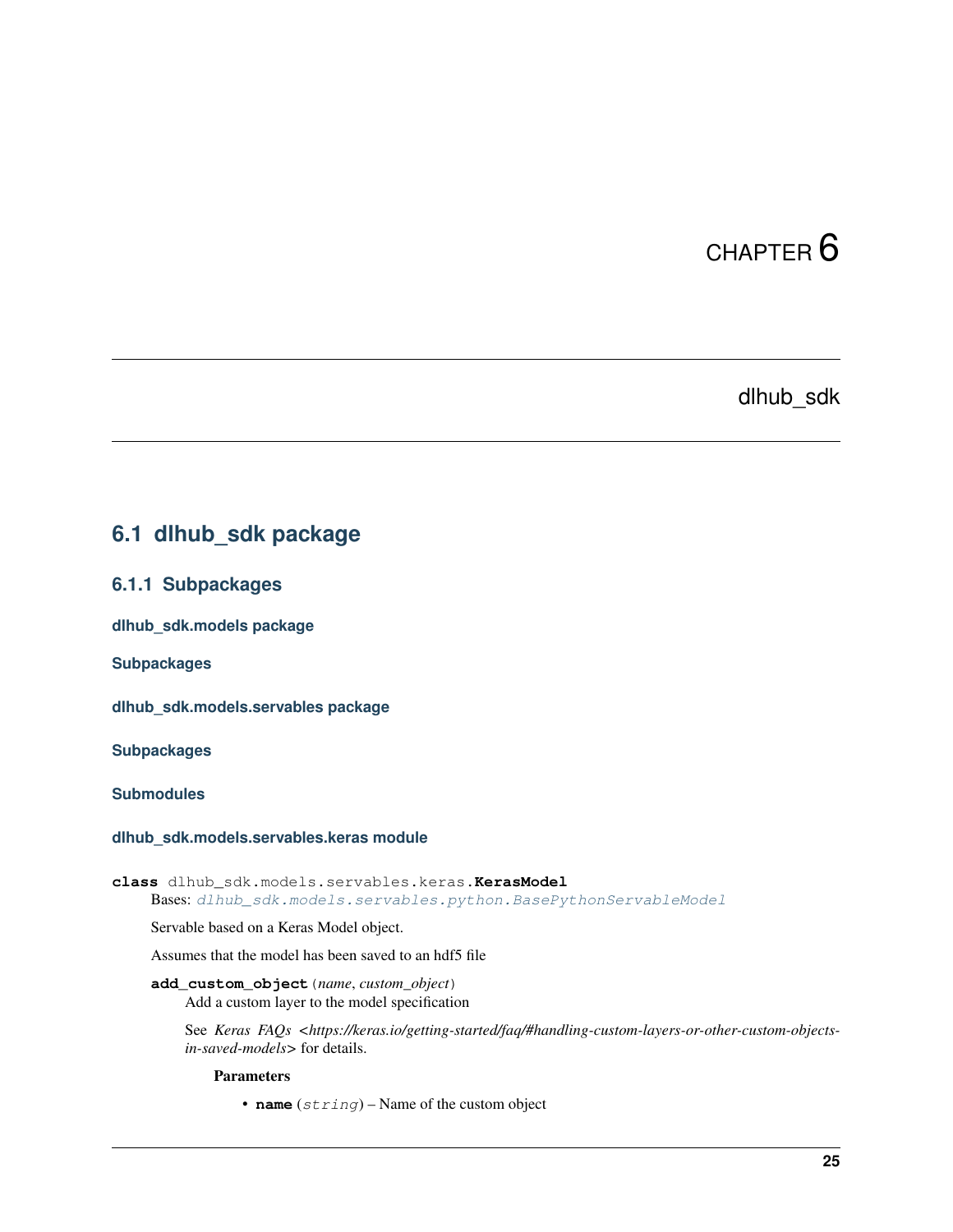# CHAPTER 6

# dlhub_sdk

## 6.1 dlhub_sdk package

### 6.1.1 Subpackages

#### dlhub_sdk.models package

#### Subpackages

#### dlhub_sdk.models.servables package

#### Subpackages

#### Submodules

#### dlhub_sdk.models.servables.keras module

**class** dlhub_sdk.models.servables.keras.**KerasModel**

Bases: *dlhub_sdk.models.servables.python.BasePythonServableModel*

Servable based on a Keras Model object.

Assumes that the model has been saved to an hdf5 file

**add_custom_object**(*name*, *custom_object*)

Add a custom layer to the model specification

See *Keras FAQs <https://keras.io/getting-started/faq/#handling-custom-layers-or-other-custom-objects-in-saved-models>* for details.

**Parameters**

- **name** (*string*) – Name of the custom object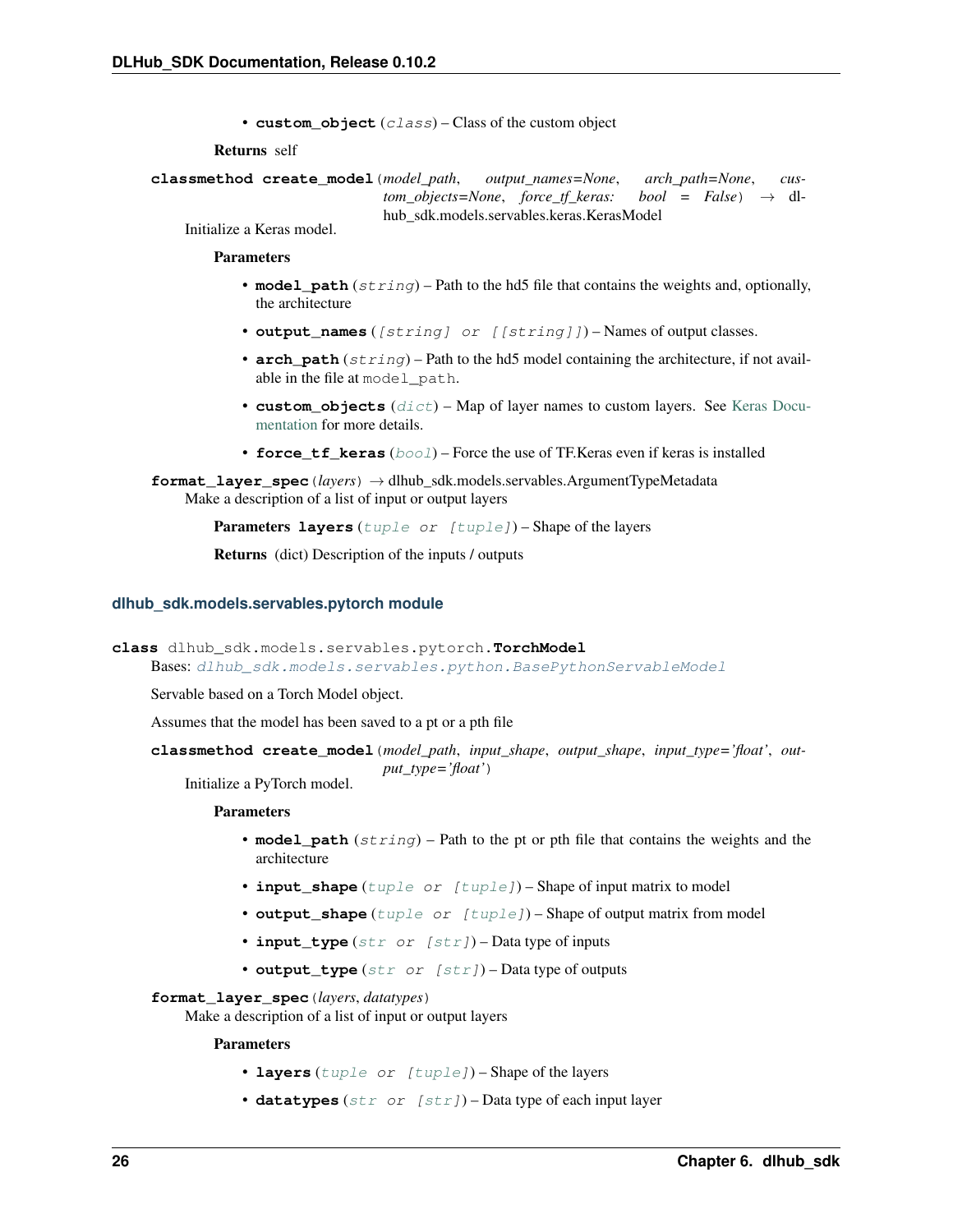- **custom_object** (*class*) – Class of the custom object

**Returns** self

**classmethod create_model**(*model_path*, *output_names=None*, *arch_path=None*, *custom_objects=None*, *force_tf_keras: bool = False*) → dlhub_sdk.models.servables.keras.KerasModel

Initialize a Keras model.

**Parameters**

- **model_path** (*string*) – Path to the hd5 file that contains the weights and, optionally, the architecture
- **output_names** (*[string] or [[string]]*) – Names of output classes.
- **arch_path** (*string*) – Path to the hd5 model containing the architecture, if not available in the file at `model_path`.
- **custom_objects** (*dict*) – Map of layer names to custom layers. See Keras Documentation for more details.
- **force_tf_keras** (*bool*) – Force the use of TF.Keras even if keras is installed

**format_layer_spec**(*layers*) → dlhub_sdk.models.servables.ArgumentTypeMetadata

Make a description of a list of input or output layers

**Parameters** **layers** (*tuple or [tuple]*) – Shape of the layers

**Returns** (dict) Description of the inputs / outputs

### dlhub_sdk.models.servables.pytorch module

**class** dlhub_sdk.models.servables.pytorch.**TorchModel**

Bases: *dlhub_sdk.models.servables.python.BasePythonServableModel*

Servable based on a Torch Model object.

Assumes that the model has been saved to a pt or a pth file

**classmethod create_model**(*model_path*, *input_shape*, *output_shape*, *input_type='float'*, *output_type='float'*)

Initialize a PyTorch model.

**Parameters**

- **model_path** (*string*) – Path to the pt or pth file that contains the weights and the architecture
- **input_shape** (*tuple or [tuple]*) – Shape of input matrix to model
- **output_shape** (*tuple or [tuple]*) – Shape of output matrix from model
- **input_type** (*str or [str]*) – Data type of inputs
- **output_type** (*str or [str]*) – Data type of outputs

**format_layer_spec**(*layers*, *datatypes*)

Make a description of a list of input or output layers

**Parameters**

- **layers** (*tuple or [tuple]*) – Shape of the layers
- **datatypes** (*str or [str]*) – Data type of each input layer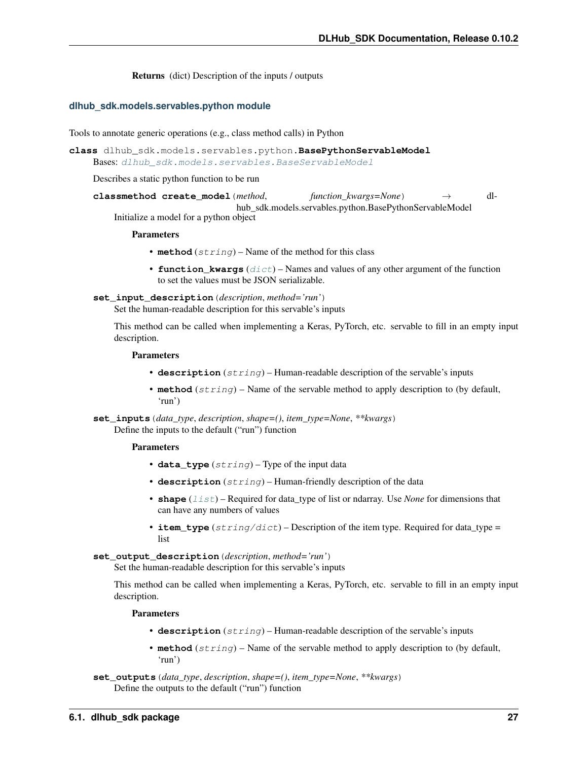**Returns** (dict) Description of the inputs / outputs

### dlhub_sdk.models.servables.python module

Tools to annotate generic operations (e.g., class method calls) in Python

**class** dlhub_sdk.models.servables.python.**BasePythonServableModel**

Bases: `dlhub_sdk.models.servables.BaseServableModel`

Describes a static python function to be run

**classmethod create_model**(*method*, *function_kwargs=None*) → dlhub_sdk.models.servables.python.BasePythonServableModel

Initialize a model for a python object

**Parameters**

- **method** (*string*) – Name of the method for this class
- **function_kwargs** (*dict*) – Names and values of any other argument of the function to set the values must be JSON serializable.

**set_input_description**(*description*, *method='run'*)

Set the human-readable description for this servable's inputs

This method can be called when implementing a Keras, PyTorch, etc. servable to fill in an empty input description.

**Parameters**

- **description** (*string*) – Human-readable description of the servable's inputs
- **method** (*string*) – Name of the servable method to apply description to (by default, 'run')

**set_inputs**(*data_type*, *description*, *shape=()*, *item_type=None*, *\*\*kwargs*)

Define the inputs to the default ("run") function

**Parameters**

- **data_type** (*string*) – Type of the input data
- **description** (*string*) – Human-friendly description of the data
- **shape** (*list*) – Required for data_type of list or ndarray. Use *None* for dimensions that can have any numbers of values
- **item_type** (*string/dict*) – Description of the item type. Required for data_type = list

**set_output_description**(*description*, *method='run'*)

Set the human-readable description for this servable's inputs

This method can be called when implementing a Keras, PyTorch, etc. servable to fill in an empty input description.

**Parameters**

- **description** (*string*) – Human-readable description of the servable's inputs
- **method** (*string*) – Name of the servable method to apply description to (by default, 'run')

**set_outputs**(*data_type*, *description*, *shape=()*, *item_type=None*, *\*\*kwargs*)

Define the outputs to the default ("run") function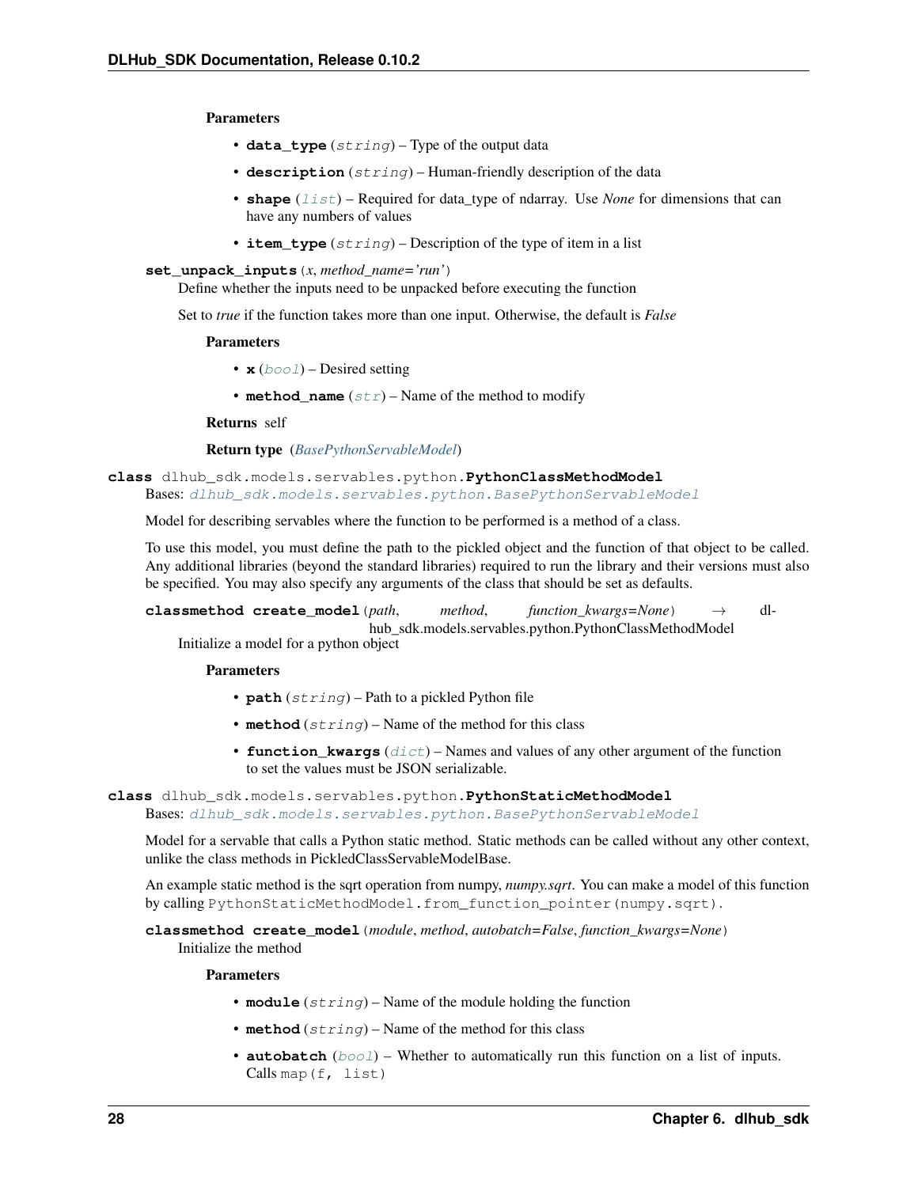**Parameters**

- **data_type** (*string*) – Type of the output data
- **description** (*string*) – Human-friendly description of the data
- **shape** (*list*) – Required for data_type of ndarray. Use *None* for dimensions that can have any numbers of values
- **item_type** (*string*) – Description of the type of item in a list

**set_unpack_inputs**(*x*, *method_name='run'*)

Define whether the inputs need to be unpacked before executing the function

Set to *true* if the function takes more than one input. Otherwise, the default is *False*

**Parameters**

- **x** (*bool*) – Desired setting
- **method_name** (*str*) – Name of the method to modify

**Returns** self

**Return type** (*BasePythonServableModel*)

**class** dlhub_sdk.models.servables.python.**PythonClassMethodModel**

Bases: *dlhub_sdk.models.servables.python.BasePythonServableModel*

Model for describing servables where the function to be performed is a method of a class.

To use this model, you must define the path to the pickled object and the function of that object to be called. Any additional libraries (beyond the standard libraries) required to run the library and their versions must also be specified. You may also specify any arguments of the class that should be set as defaults.

**classmethod create_model**(*path*, *method*, *function_kwargs=None*) → dlhub_sdk.models.servables.python.PythonClassMethodModel

Initialize a model for a python object

**Parameters**

- **path** (*string*) – Path to a pickled Python file
- **method** (*string*) – Name of the method for this class
- **function_kwargs** (*dict*) – Names and values of any other argument of the function to set the values must be JSON serializable.

**class** dlhub_sdk.models.servables.python.**PythonStaticMethodModel**

Bases: *dlhub_sdk.models.servables.python.BasePythonServableModel*

Model for a servable that calls a Python static method. Static methods can be called without any other context, unlike the class methods in PickledClassServableModelBase.

An example static method is the sqrt operation from numpy, *numpy.sqrt*. You can make a model of this function by calling `PythonStaticMethodModel.from_function_pointer(numpy.sqrt)`.

**classmethod create_model**(*module*, *method*, *autobatch=False*, *function_kwargs=None*)

Initialize the method

**Parameters**

- **module** (*string*) – Name of the module holding the function
- **method** (*string*) – Name of the method for this class
- **autobatch** (*bool*) – Whether to automatically run this function on a list of inputs. Calls `map(f, list)`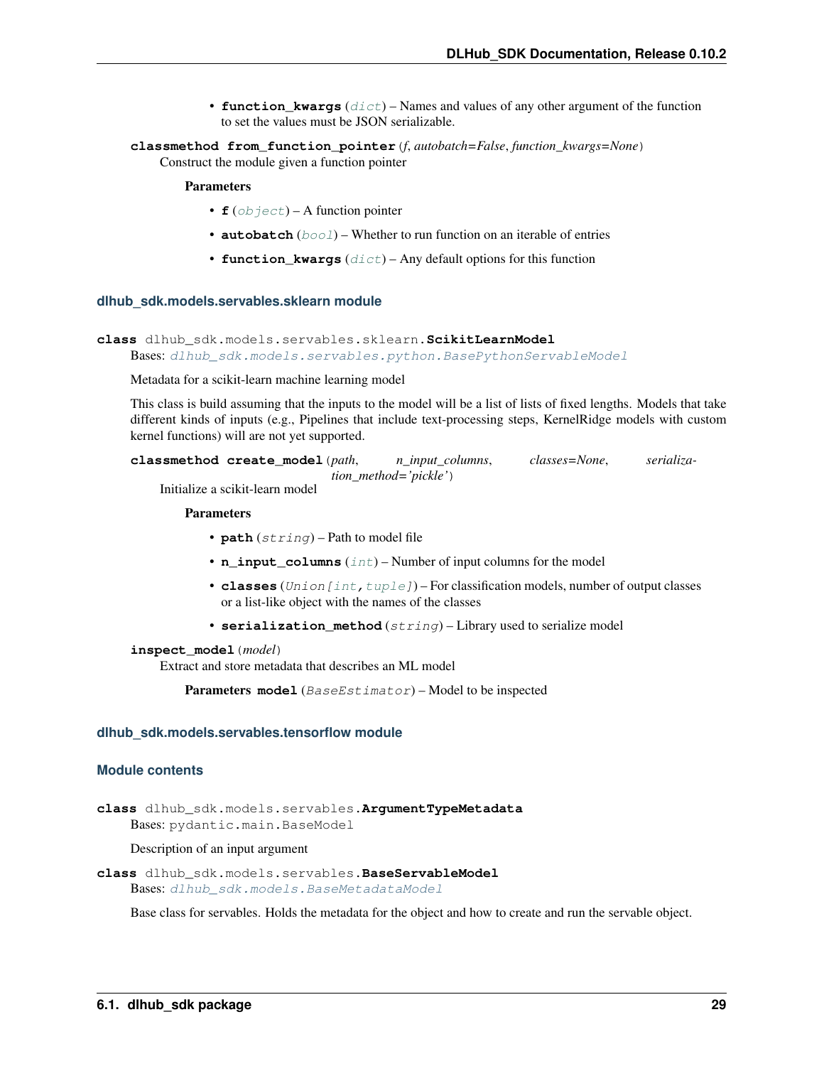- **function_kwargs** (*dict*) – Names and values of any other argument of the function to set the values must be JSON serializable.

**classmethod from_function_pointer**(*f, autobatch=False, function_kwargs=None*)
Construct the module given a function pointer

**Parameters**

- **f** (*object*) – A function pointer
- **autobatch** (*bool*) – Whether to run function on an iterable of entries
- **function_kwargs** (*dict*) – Any default options for this function

### dlhub_sdk.models.servables.sklearn module

**class** dlhub_sdk.models.servables.sklearn.**ScikitLearnModel**
Bases: *dlhub_sdk.models.servables.python.BasePythonServableModel*

Metadata for a scikit-learn machine learning model

This class is build assuming that the inputs to the model will be a list of lists of fixed lengths. Models that take different kinds of inputs (e.g., Pipelines that include text-processing steps, KernelRidge models with custom kernel functions) will are not yet supported.

**classmethod create_model**(*path, n_input_columns, classes=None, serialization_method='pickle'*)
Initialize a scikit-learn model

**Parameters**

- **path** (*string*) – Path to model file
- **n_input_columns** (*int*) – Number of input columns for the model
- **classes** (*Union[int, tuple]*) – For classification models, number of output classes or a list-like object with the names of the classes
- **serialization_method** (*string*) – Library used to serialize model

**inspect_model**(*model*)
Extract and store metadata that describes an ML model

**Parameters model** (*BaseEstimator*) – Model to be inspected

### dlhub_sdk.models.servables.tensorflow module

### Module contents

**class** dlhub_sdk.models.servables.**ArgumentTypeMetadata**
Bases: pydantic.main.BaseModel

Description of an input argument

**class** dlhub_sdk.models.servables.**BaseServableModel**
Bases: *dlhub_sdk.models.BaseMetadataModel*

Base class for servables. Holds the metadata for the object and how to create and run the servable object.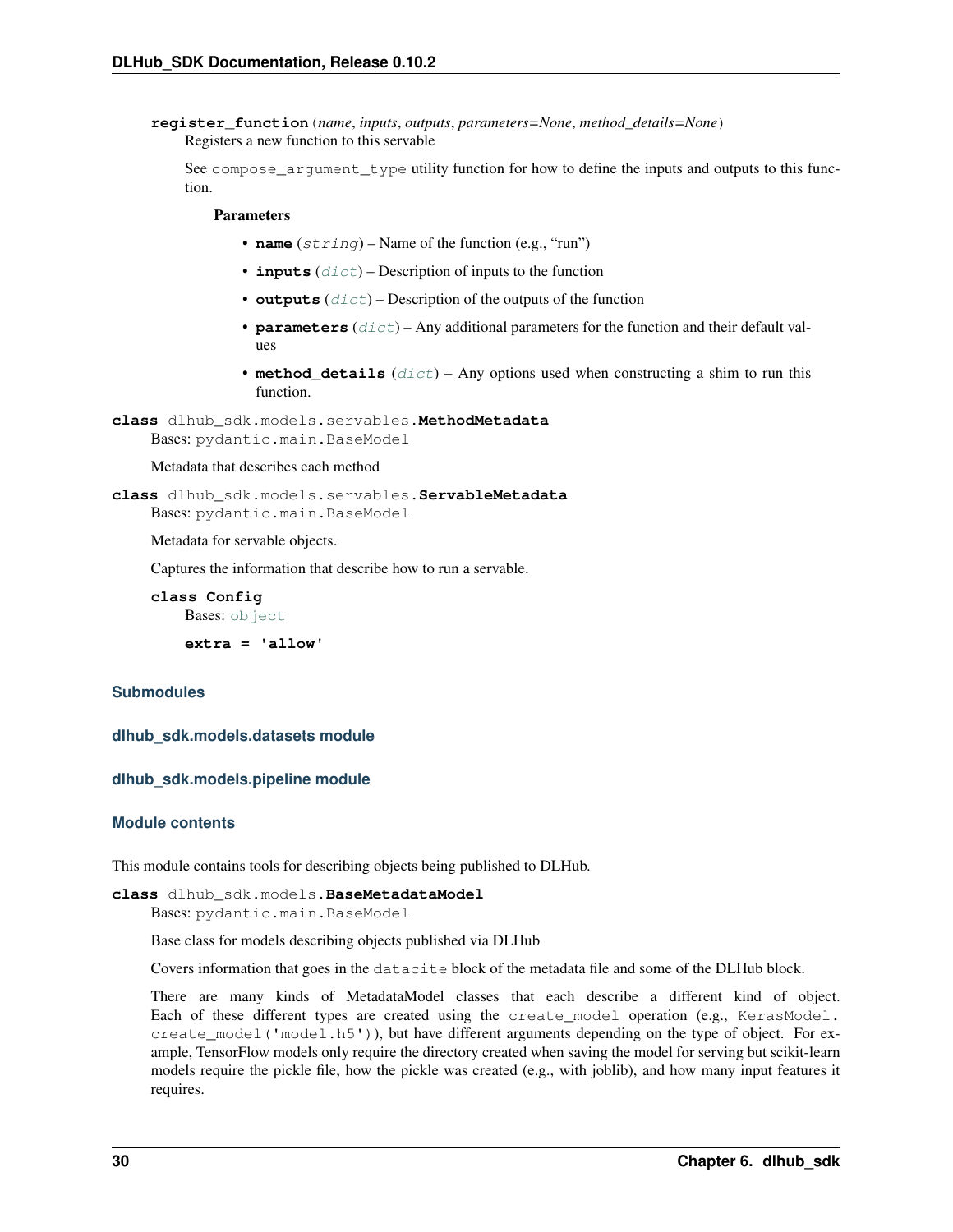**register_function**(*name*, *inputs*, *outputs*, *parameters=None*, *method_details=None*)

Registers a new function to this servable

See `compose_argument_type` utility function for how to define the inputs and outputs to this function.

**Parameters**

- **name** (*string*) – Name of the function (e.g., "run")
- **inputs** (*dict*) – Description of inputs to the function
- **outputs** (*dict*) – Description of the outputs of the function
- **parameters** (*dict*) – Any additional parameters for the function and their default values
- **method_details** (*dict*) – Any options used when constructing a shim to run this function.

**class** dlhub_sdk.models.servables.**MethodMetadata**

Bases: `pydantic.main.BaseModel`

Metadata that describes each method

**class** dlhub_sdk.models.servables.**ServableMetadata**

Bases: `pydantic.main.BaseModel`

Metadata for servable objects.

Captures the information that describe how to run a servable.

**class Config**

Bases: `object`

**extra = 'allow'**

### Submodules

### dlhub_sdk.models.datasets module

### dlhub_sdk.models.pipeline module

### Module contents

This module contains tools for describing objects being published to DLHub.

**class** dlhub_sdk.models.**BaseMetadataModel**

Bases: `pydantic.main.BaseModel`

Base class for models describing objects published via DLHub

Covers information that goes in the `datacite` block of the metadata file and some of the DLHub block.

There are many kinds of MetadataModel classes that each describe a different kind of object. Each of these different types are created using the `create_model` operation (e.g., `KerasModel.create_model('model.h5')`), but have different arguments depending on the type of object. For example, TensorFlow models only require the directory created when saving the model for serving but scikit-learn models require the pickle file, how the pickle was created (e.g., with joblib), and how many input features it requires.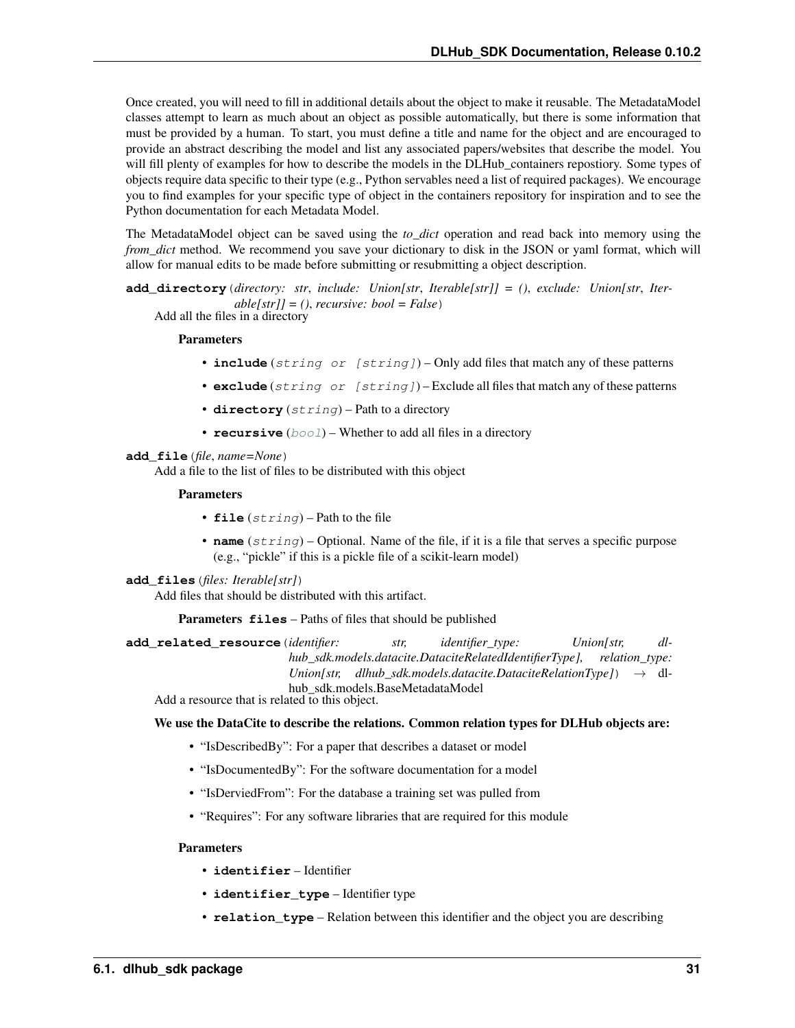Once created, you will need to fill in additional details about the object to make it reusable. The MetadataModel classes attempt to learn as much about an object as possible automatically, but there is some information that must be provided by a human. To start, you must define a title and name for the object and are encouraged to provide an abstract describing the model and list any associated papers/websites that describe the model. You will fill plenty of examples for how to describe the models in the DLHub_containers repostiory. Some types of objects require data specific to their type (e.g., Python servables need a list of required packages). We encourage you to find examples for your specific type of object in the containers repository for inspiration and to see the Python documentation for each Metadata Model.

The MetadataModel object can be saved using the *to_dict* operation and read back into memory using the *from_dict* method. We recommend you save your dictionary to disk in the JSON or yaml format, which will allow for manual edits to be made before submitting or resubmitting a object description.

**add_directory**(*directory: str, include: Union[str, Iterable[str]] = (), exclude: Union[str, Iterable[str]] = (), recursive: bool = False*)

Add all the files in a directory

**Parameters**

- **include** (*string or [string]*) – Only add files that match any of these patterns
- **exclude** (*string or [string]*) – Exclude all files that match any of these patterns
- **directory** (*string*) – Path to a directory
- **recursive** (*bool*) – Whether to add all files in a directory

**add_file**(*file, name=None*)

Add a file to the list of files to be distributed with this object

**Parameters**

- **file** (*string*) – Path to the file
- **name** (*string*) – Optional. Name of the file, if it is a file that serves a specific purpose (e.g., "pickle" if this is a pickle file of a scikit-learn model)

**add_files**(*files: Iterable[str]*)

Add files that should be distributed with this artifact.

**Parameters** **files** – Paths of files that should be published

**add_related_resource**(*identifier: str, identifier_type: Union[str, dlhub_sdk.models.datacite.DataciteRelatedIdentifierType], relation_type: Union[str, dlhub_sdk.models.datacite.DataciteRelationType]*) → dlhub_sdk.models.BaseMetadataModel

Add a resource that is related to this object.

**We use the DataCite to describe the relations. Common relation types for DLHub objects are:**

- "IsDescribedBy": For a paper that describes a dataset or model
- "IsDocumentedBy": For the software documentation for a model
- "IsDerviedFrom": For the database a training set was pulled from
- "Requires": For any software libraries that are required for this module

**Parameters**

- **identifier** – Identifier
- **identifier_type** – Identifier type
- **relation_type** – Relation between this identifier and the object you are describing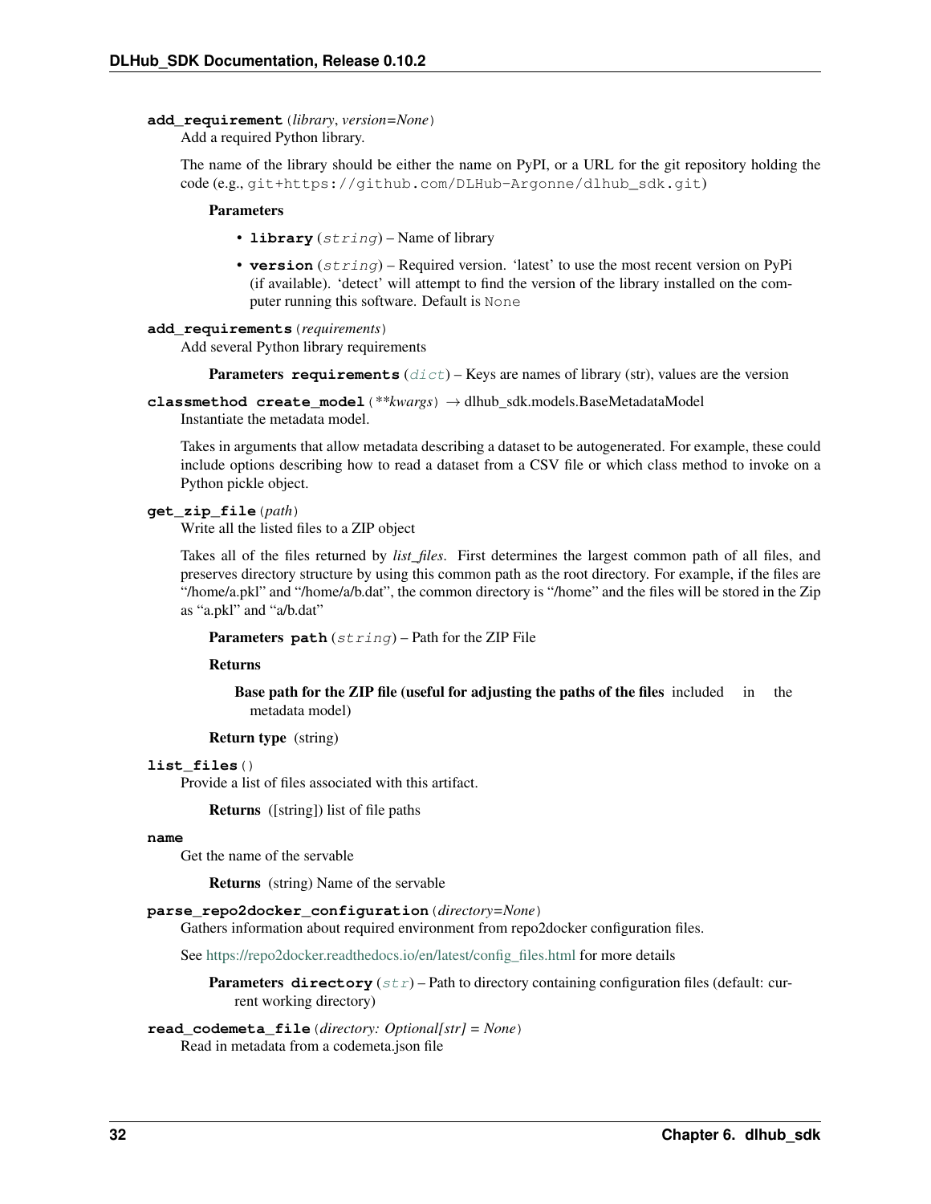**add_requirement**(*library*, *version=None*)
Add a required Python library.

The name of the library should be either the name on PyPI, or a URL for the git repository holding the code (e.g., `git+https://github.com/DLHub-Argonne/dlhub_sdk.git`)

**Parameters**

- **library** (*string*) – Name of library
- **version** (*string*) – Required version. 'latest' to use the most recent version on PyPi (if available). 'detect' will attempt to find the version of the library installed on the computer running this software. Default is `None`

**add_requirements**(*requirements*)
Add several Python library requirements

**Parameters** **requirements** (*dict*) – Keys are names of library (str), values are the version

**classmethod create_model**(*\*\*kwargs*) → dlhub_sdk.models.BaseMetadataModel
Instantiate the metadata model.

Takes in arguments that allow metadata describing a dataset to be autogenerated. For example, these could include options describing how to read a dataset from a CSV file or which class method to invoke on a Python pickle object.

**get_zip_file**(*path*)
Write all the listed files to a ZIP object

Takes all of the files returned by *list_files*. First determines the largest common path of all files, and preserves directory structure by using this common path as the root directory. For example, if the files are "/home/a.pkl" and "/home/a/b.dat", the common directory is "/home" and the files will be stored in the Zip as "a.pkl" and "a/b.dat"

**Parameters** **path** (*string*) – Path for the ZIP File

**Returns**

**Base path for the ZIP file (useful for adjusting the paths of the files** included in the metadata model)

**Return type** (string)

**list_files**()
Provide a list of files associated with this artifact.

**Returns** ([string]) list of file paths

**name**
Get the name of the servable

**Returns** (string) Name of the servable

**parse_repo2docker_configuration**(*directory=None*)
Gathers information about required environment from repo2docker configuration files.

See https://repo2docker.readthedocs.io/en/latest/config_files.html for more details

**Parameters** **directory** (*str*) – Path to directory containing configuration files (default: current working directory)

**read_codemeta_file**(*directory: Optional[str] = None*)
Read in metadata from a codemeta.json file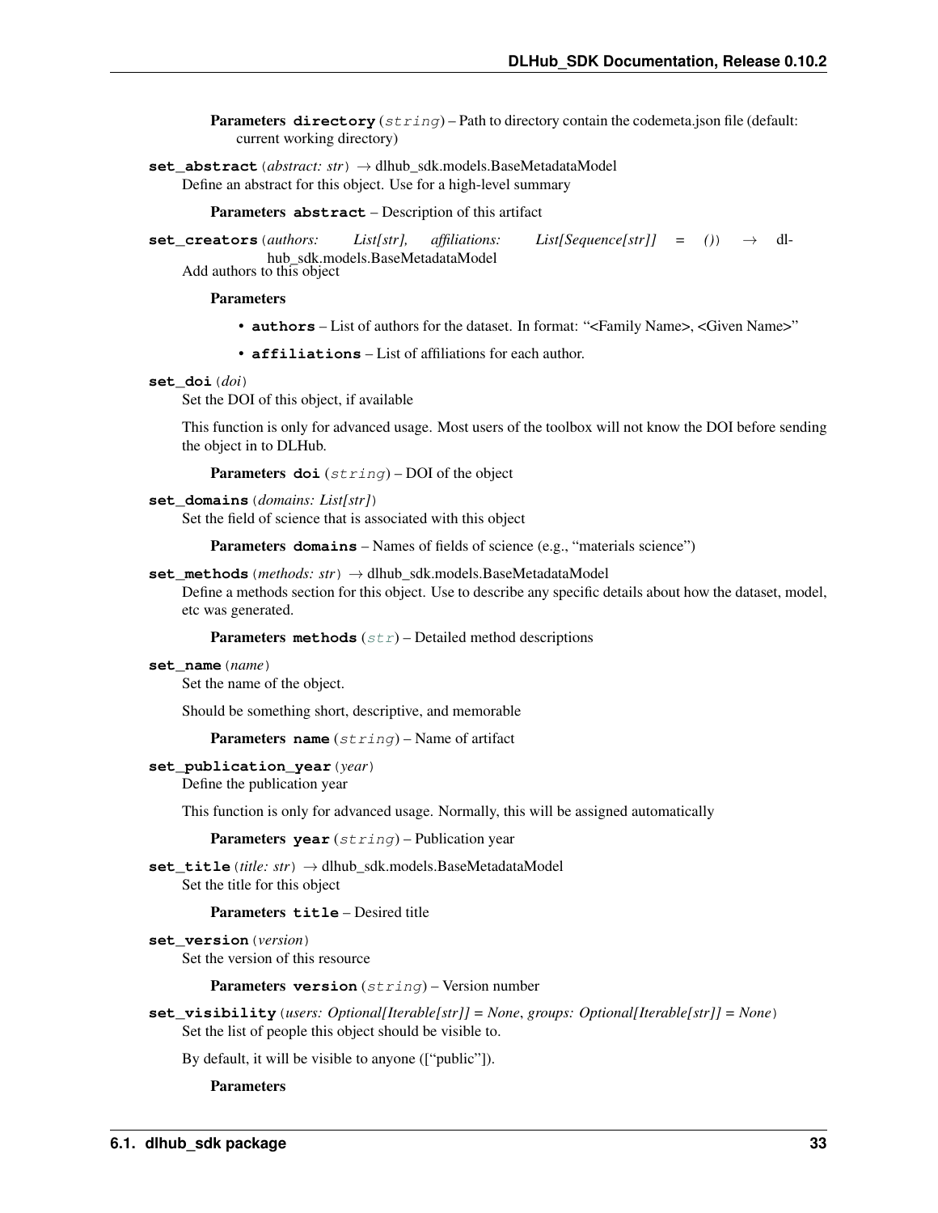**Parameters** **directory** (*string*) – Path to directory contain the codemeta.json file (default: current working directory)

**set_abstract**(*abstract: str*) → dlhub_sdk.models.BaseMetadataModel
Define an abstract for this object. Use for a high-level summary

**Parameters** **abstract** – Description of this artifact

**set_creators**(*authors: List[str], affiliations: List[Sequence[str]] = ()*) → dlhub_sdk.models.BaseMetadataModel
Add authors to this object

**Parameters**

- **authors** – List of authors for the dataset. In format: "<Family Name>, <Given Name>"
- **affiliations** – List of affiliations for each author.

**set_doi**(*doi*)
Set the DOI of this object, if available

This function is only for advanced usage. Most users of the toolbox will not know the DOI before sending the object in to DLHub.

**Parameters** **doi** (*string*) – DOI of the object

**set_domains**(*domains: List[str]*)
Set the field of science that is associated with this object

**Parameters** **domains** – Names of fields of science (e.g., "materials science")

**set_methods**(*methods: str*) → dlhub_sdk.models.BaseMetadataModel
Define a methods section for this object. Use to describe any specific details about how the dataset, model, etc was generated.

**Parameters** **methods** (*str*) – Detailed method descriptions

**set_name**(*name*)
Set the name of the object.

Should be something short, descriptive, and memorable

**Parameters** **name** (*string*) – Name of artifact

**set_publication_year**(*year*)
Define the publication year

This function is only for advanced usage. Normally, this will be assigned automatically

**Parameters** **year** (*string*) – Publication year

**set_title**(*title: str*) → dlhub_sdk.models.BaseMetadataModel
Set the title for this object

**Parameters** **title** – Desired title

**set_version**(*version*)
Set the version of this resource

**Parameters** **version** (*string*) – Version number

**set_visibility**(*users: Optional[Iterable[str]] = None, groups: Optional[Iterable[str]] = None*)
Set the list of people this object should be visible to.

By default, it will be visible to anyone (["public"]).

**Parameters**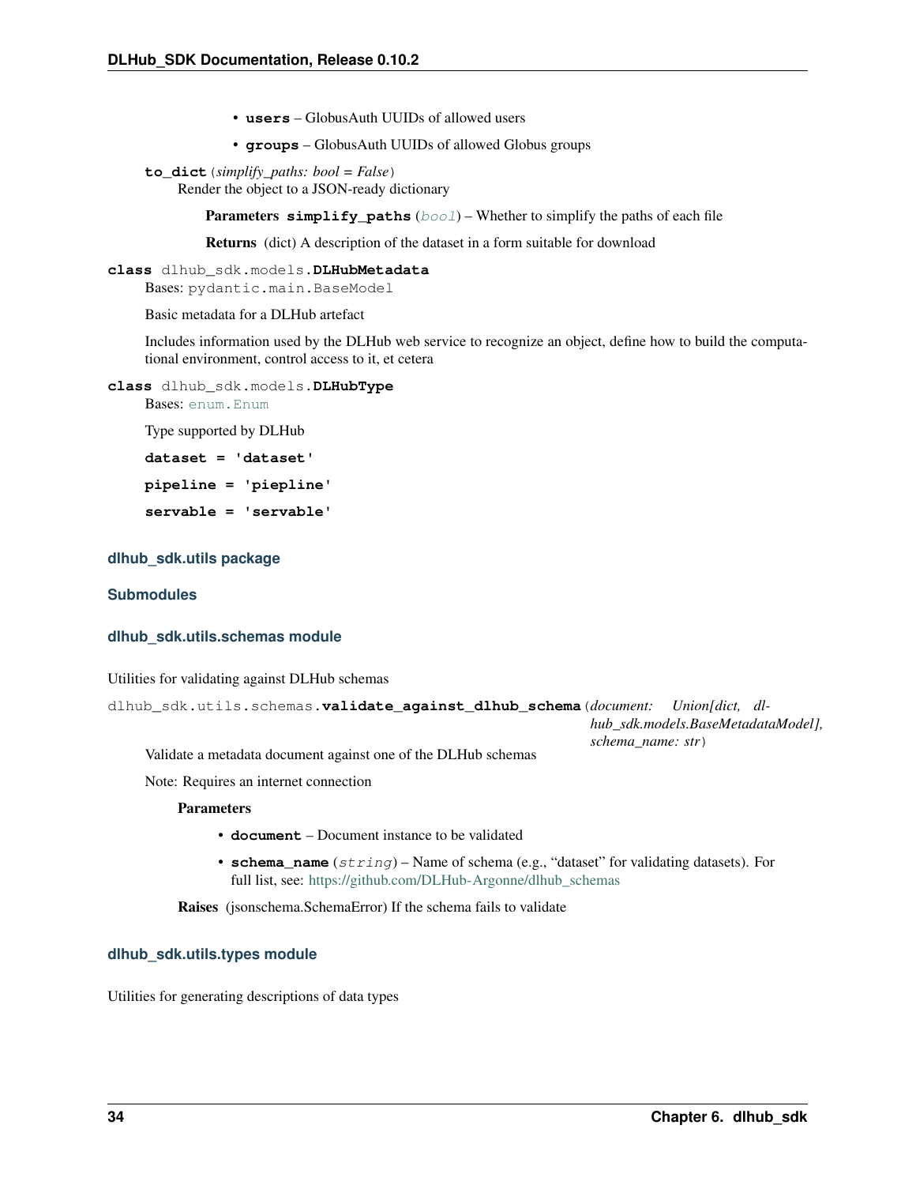- **users** – GlobusAuth UUIDs of allowed users
- **groups** – GlobusAuth UUIDs of allowed Globus groups

**to_dict**(*simplify_paths: bool = False*)

Render the object to a JSON-ready dictionary

**Parameters** **simplify_paths** (*bool*) – Whether to simplify the paths of each file

**Returns** (dict) A description of the dataset in a form suitable for download

**class** dlhub_sdk.models.**DLHubMetadata**

Bases: pydantic.main.BaseModel

Basic metadata for a DLHub artefact

Includes information used by the DLHub web service to recognize an object, define how to build the computational environment, control access to it, et cetera

**class** dlhub_sdk.models.**DLHubType**

Bases: enum.Enum

Type supported by DLHub

**dataset = 'dataset'**

**pipeline = 'piepline'**

**servable = 'servable'**

### dlhub_sdk.utils package

### Submodules

### dlhub_sdk.utils.schemas module

Utilities for validating against DLHub schemas

dlhub_sdk.utils.schemas.**validate_against_dlhub_schema**(*document: Union[dict, dlhub_sdk.models.BaseMetadataModel], schema_name: str*)

Validate a metadata document against one of the DLHub schemas

Note: Requires an internet connection

**Parameters**

- **document** – Document instance to be validated
- **schema_name** (*string*) – Name of schema (e.g., "dataset" for validating datasets). For full list, see: https://github.com/DLHub-Argonne/dlhub_schemas

**Raises** (jsonschema.SchemaError) If the schema fails to validate

### dlhub_sdk.utils.types module

Utilities for generating descriptions of data types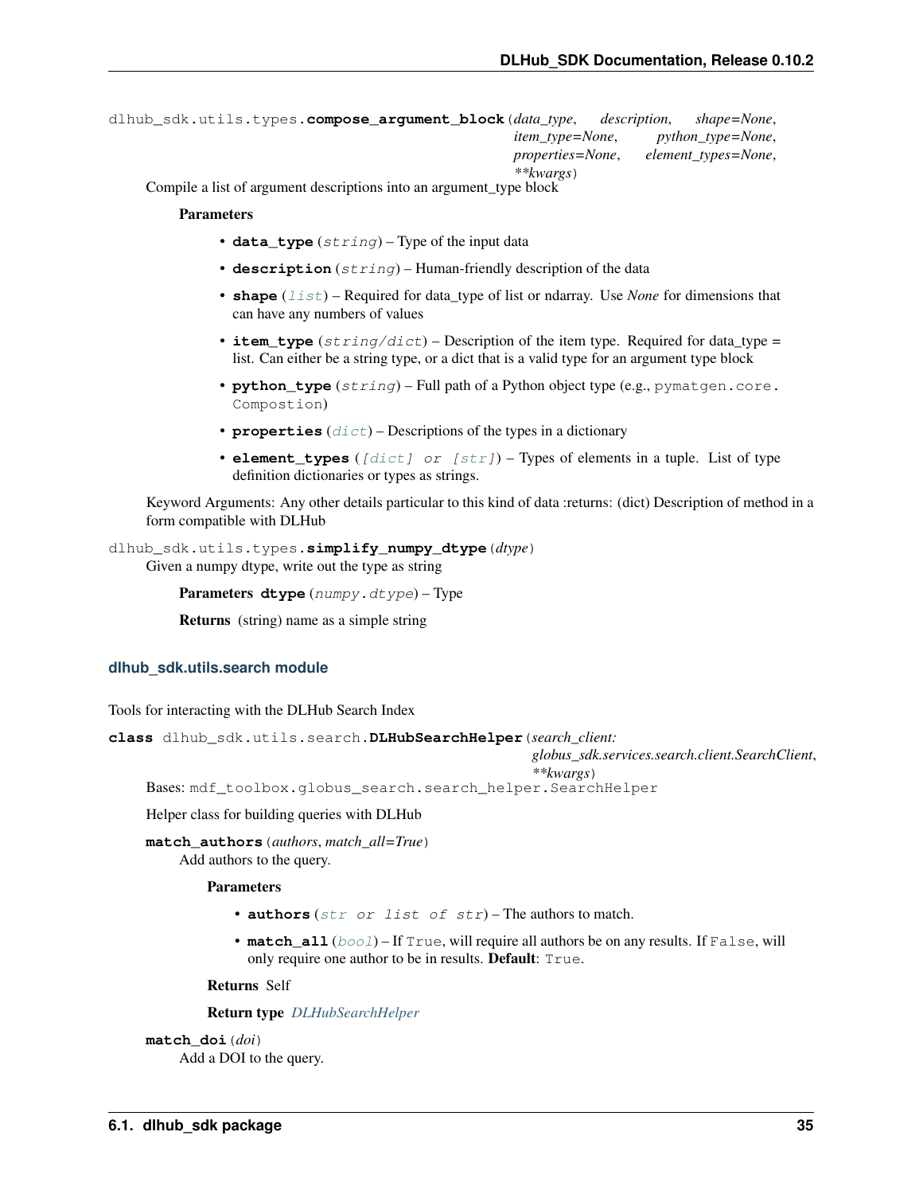`dlhub_sdk.utils.types.compose_argument_block(data_type, description, shape=None, item_type=None, python_type=None, properties=None, element_types=None, **kwargs)`

Compile a list of argument descriptions into an argument_type block

**Parameters**

- **data_type** (*string*) – Type of the input data
- **description** (*string*) – Human-friendly description of the data
- **shape** (*list*) – Required for data_type of list or ndarray. Use *None* for dimensions that can have any numbers of values
- **item_type** (*string/dict*) – Description of the item type. Required for data_type = list. Can either be a string type, or a dict that is a valid type for an argument type block
- **python_type** (*string*) – Full path of a Python object type (e.g., `pymatgen.core.Compostion`)
- **properties** (*dict*) – Descriptions of the types in a dictionary
- **element_types** (*[dict] or [str]*) – Types of elements in a tuple. List of type definition dictionaries or types as strings.

Keyword Arguments: Any other details particular to this kind of data :returns: (dict) Description of method in a form compatible with DLHub

`dlhub_sdk.utils.types.simplify_numpy_dtype(dtype)`

Given a numpy dtype, write out the type as string

**Parameters** **dtype** (*numpy.dtype*) – Type

**Returns** (string) name as a simple string

### dlhub_sdk.utils.search module

Tools for interacting with the DLHub Search Index

**class** `dlhub_sdk.utils.search.DLHubSearchHelper(search_client: globus_sdk.services.search.client.SearchClient, **kwargs)`

Bases: `mdf_toolbox.globus_search.search_helper.SearchHelper`

Helper class for building queries with DLHub

`match_authors(authors, match_all=True)`

Add authors to the query.

**Parameters**

- **authors** (*str or list of str*) – The authors to match.
- **match_all** (*bool*) – If `True`, will require all authors be on any results. If `False`, will only require one author to be in results. **Default**: `True`.

**Returns** Self

**Return type** *DLHubSearchHelper*

`match_doi(doi)`

Add a DOI to the query.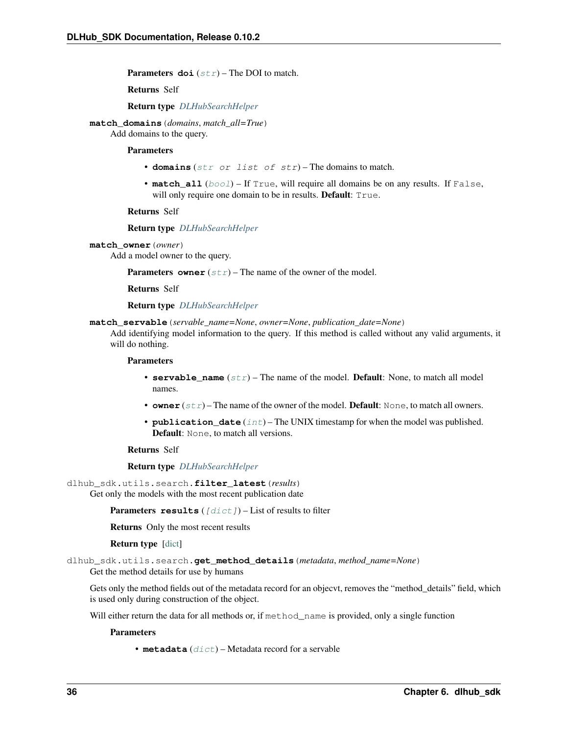**Parameters** **doi** (*str*) – The DOI to match.

**Returns** Self

**Return type** *DLHubSearchHelper*

**match_domains**(*domains*, *match_all=True*)
Add domains to the query.

**Parameters**

- **domains** (*str or list of str*) – The domains to match.
- **match_all** (*bool*) – If `True`, will require all domains be on any results. If `False`, will only require one domain to be in results. **Default**: `True`.

**Returns** Self

**Return type** *DLHubSearchHelper*

**match_owner**(*owner*)
Add a model owner to the query.

**Parameters** **owner** (*str*) – The name of the owner of the model.

**Returns** Self

**Return type** *DLHubSearchHelper*

**match_servable**(*servable_name=None*, *owner=None*, *publication_date=None*)
Add identifying model information to the query. If this method is called without any valid arguments, it will do nothing.

**Parameters**

- **servable_name** (*str*) – The name of the model. **Default**: None, to match all model names.
- **owner** (*str*) – The name of the owner of the model. **Default**: `None`, to match all owners.
- **publication_date** (*int*) – The UNIX timestamp for when the model was published. **Default**: `None`, to match all versions.

**Returns** Self

**Return type** *DLHubSearchHelper*

`dlhub_sdk.utils.search.`**filter_latest**(*results*)
Get only the models with the most recent publication date

**Parameters** **results** (*[dict]*) – List of results to filter

**Returns** Only the most recent results

**Return type** [dict]

`dlhub_sdk.utils.search.`**get_method_details**(*metadata*, *method_name=None*)
Get the method details for use by humans

Gets only the method fields out of the metadata record for an objecvt, removes the "method_details" field, which is used only during construction of the object.

Will either return the data for all methods or, if `method_name` is provided, only a single function

**Parameters**

- **metadata** (*dict*) – Metadata record for a servable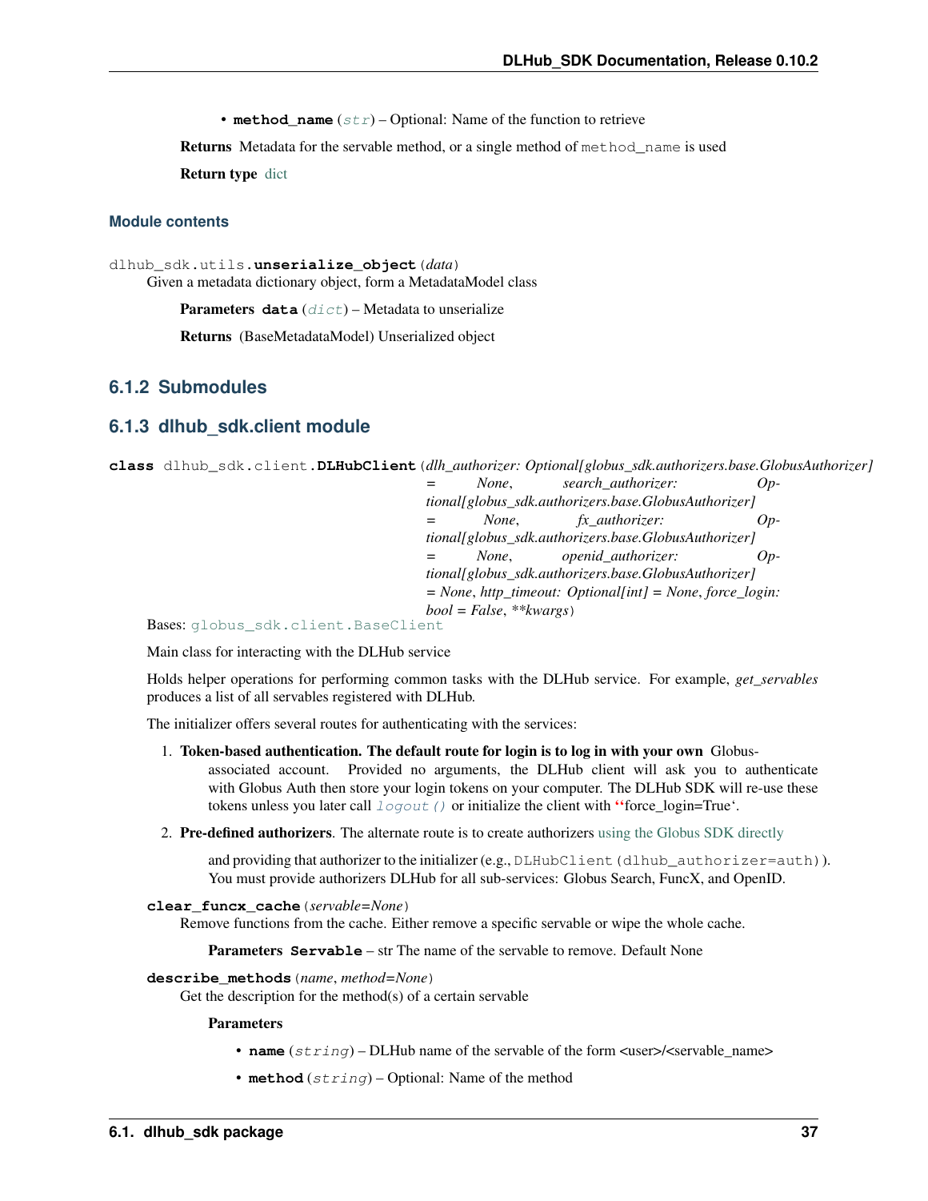- **method_name** (*str*) – Optional: Name of the function to retrieve

**Returns** Metadata for the servable method, or a single method of `method_name` is used

**Return type** dict

### Module contents

`dlhub_sdk.utils.`**`unserialize_object`**`(data)`

Given a metadata dictionary object, form a MetadataModel class

**Parameters** **data** (*dict*) – Metadata to unserialize

**Returns** (BaseMetadataModel) Unserialized object

## 6.1.2 Submodules

## 6.1.3 dlhub_sdk.client module

**class** `dlhub_sdk.client.`**`DLHubClient`**`(dlh_authorizer: Optional[globus_sdk.authorizers.base.GlobusAuthorizer] = None, search_authorizer: Optional[globus_sdk.authorizers.base.GlobusAuthorizer] = None, fx_authorizer: Optional[globus_sdk.authorizers.base.GlobusAuthorizer] = None, openid_authorizer: Optional[globus_sdk.authorizers.base.GlobusAuthorizer] = None, http_timeout: Optional[int] = None, force_login: bool = False, **kwargs)`

Bases: `globus_sdk.client.BaseClient`

Main class for interacting with the DLHub service

Holds helper operations for performing common tasks with the DLHub service. For example, *get_servables* produces a list of all servables registered with DLHub.

The initializer offers several routes for authenticating with the services:

1. **Token-based authentication. The default route for login is to log in with your own** Globus-associated account. Provided no arguments, the DLHub client will ask you to authenticate with Globus Auth then store your login tokens on your computer. The DLHub SDK will re-use these tokens unless you later call *`logout()`* or initialize the client with ''force_login=True'.
2. **Pre-defined authorizers**. The alternate route is to create authorizers using the Globus SDK directly

   and providing that authorizer to the initializer (e.g., `DLHubClient(dlhub_authorizer=auth)`). You must provide authorizers DLHub for all sub-services: Globus Search, FuncX, and OpenID.

**`clear_funcx_cache`**`(servable=None)`

Remove functions from the cache. Either remove a specific servable or wipe the whole cache.

**Parameters** **Servable** – str The name of the servable to remove. Default None

**`describe_methods`**`(name, method=None)`

Get the description for the method(s) of a certain servable

**Parameters**

- **name** (*string*) – DLHub name of the servable of the form <user>/<servable_name>
- **method** (*string*) – Optional: Name of the method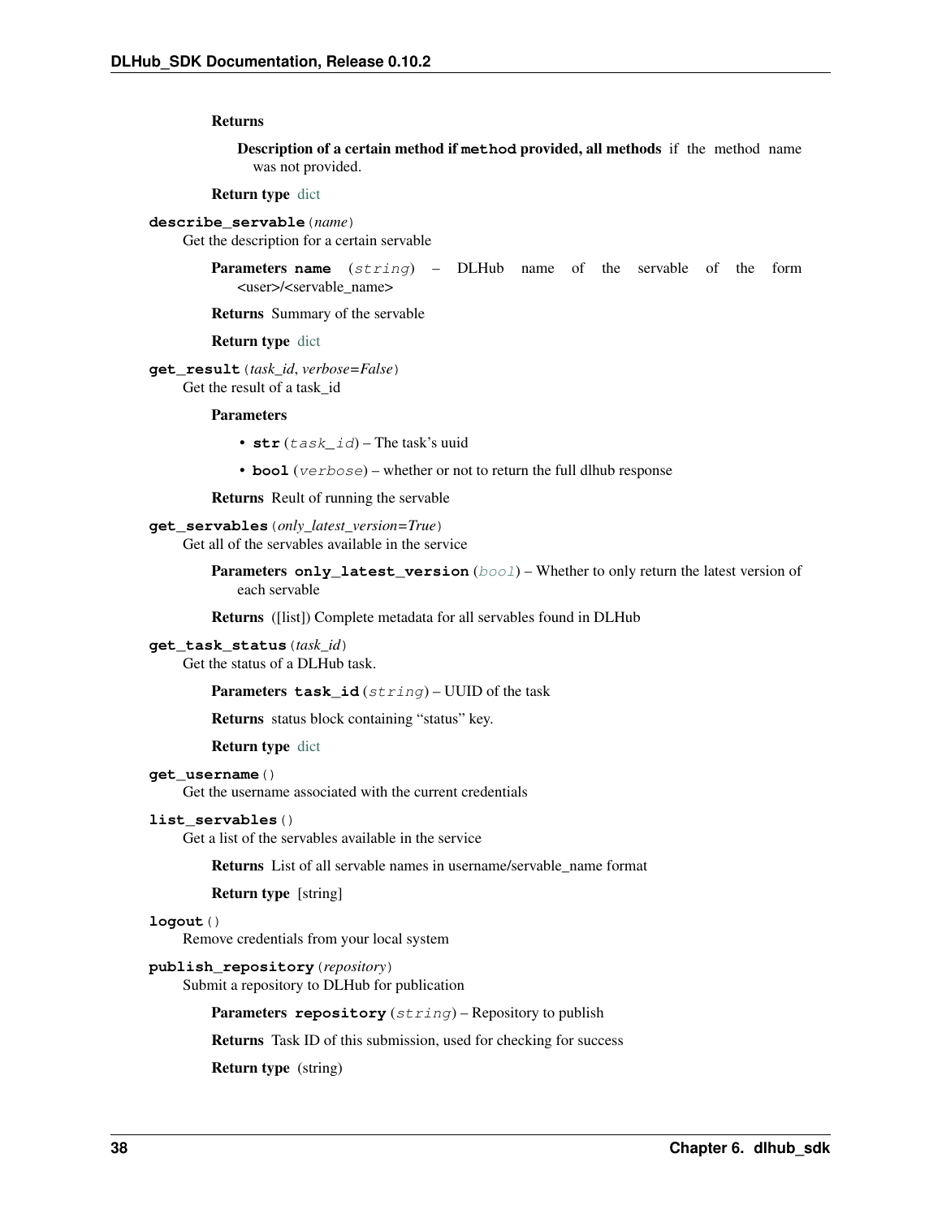**Returns**

**Description of a certain method if `method` provided, all methods** if the method name was not provided.

**Return type** dict

**`describe_servable`**(*name*)

Get the description for a certain servable

**Parameters** **`name`** (*string*) – DLHub name of the servable of the form <user>/<servable_name>

**Returns** Summary of the servable

**Return type** dict

**`get_result`**(*task_id*, *verbose=False*)

Get the result of a task_id

**Parameters**

- **`str`** (*task_id*) – The task's uuid
- **`bool`** (*verbose*) – whether or not to return the full dlhub response

**Returns** Reult of running the servable

**`get_servables`**(*only_latest_version=True*)

Get all of the servables available in the service

**Parameters** **`only_latest_version`** (*bool*) – Whether to only return the latest version of each servable

**Returns** ([list]) Complete metadata for all servables found in DLHub

**`get_task_status`**(*task_id*)

Get the status of a DLHub task.

**Parameters** **`task_id`** (*string*) – UUID of the task

**Returns** status block containing "status" key.

**Return type** dict

**`get_username`**()

Get the username associated with the current credentials

**`list_servables`**()

Get a list of the servables available in the service

**Returns** List of all servable names in username/servable_name format

**Return type** [string]

**`logout`**()

Remove credentials from your local system

**`publish_repository`**(*repository*)

Submit a repository to DLHub for publication

**Parameters** **`repository`** (*string*) – Repository to publish

**Returns** Task ID of this submission, used for checking for success

**Return type** (string)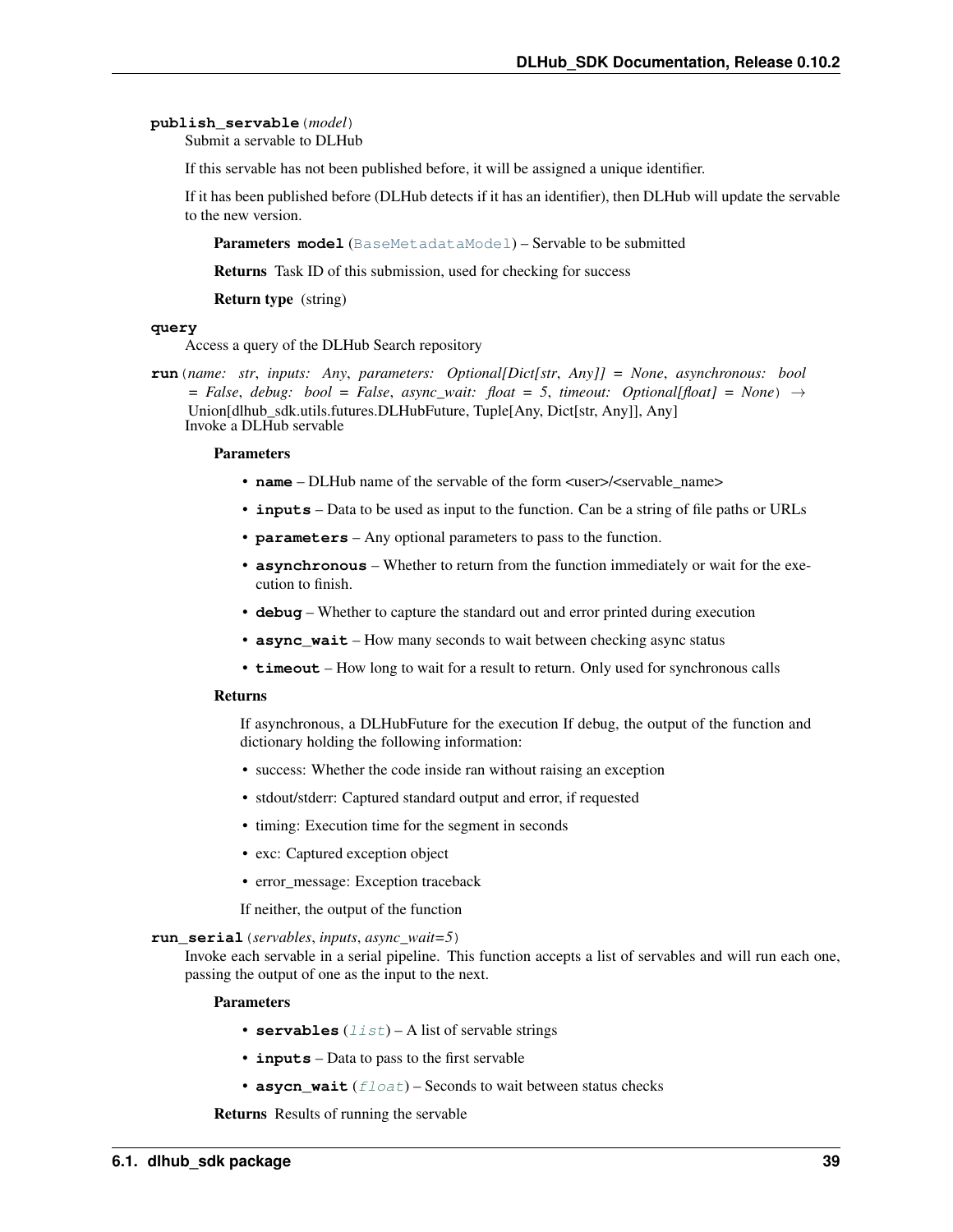**publish_servable**(*model*)

Submit a servable to DLHub

If this servable has not been published before, it will be assigned a unique identifier.

If it has been published before (DLHub detects if it has an identifier), then DLHub will update the servable to the new version.

**Parameters** **model** (BaseMetadataModel) – Servable to be submitted

**Returns** Task ID of this submission, used for checking for success

**Return type** (string)

**query**

Access a query of the DLHub Search repository

**run**(*name: str, inputs: Any, parameters: Optional[Dict[str, Any]] = None, asynchronous: bool = False, debug: bool = False, async_wait: float = 5, timeout: Optional[float] = None*) → Union[dlhub_sdk.utils.futures.DLHubFuture, Tuple[Any, Dict[str, Any]], Any]

Invoke a DLHub servable

**Parameters**

- **name** – DLHub name of the servable of the form <user>/<servable_name>
- **inputs** – Data to be used as input to the function. Can be a string of file paths or URLs
- **parameters** – Any optional parameters to pass to the function.
- **asynchronous** – Whether to return from the function immediately or wait for the execution to finish.
- **debug** – Whether to capture the standard out and error printed during execution
- **async_wait** – How many seconds to wait between checking async status
- **timeout** – How long to wait for a result to return. Only used for synchronous calls

**Returns**

If asynchronous, a DLHubFuture for the execution If debug, the output of the function and dictionary holding the following information:

- success: Whether the code inside ran without raising an exception
- stdout/stderr: Captured standard output and error, if requested
- timing: Execution time for the segment in seconds
- exc: Captured exception object
- error_message: Exception traceback

If neither, the output of the function

**run_serial**(*servables, inputs, async_wait=5*)

Invoke each servable in a serial pipeline. This function accepts a list of servables and will run each one, passing the output of one as the input to the next.

**Parameters**

- **servables** (*list*) – A list of servable strings
- **inputs** – Data to pass to the first servable
- **asycn_wait** (*float*) – Seconds to wait between status checks

**Returns** Results of running the servable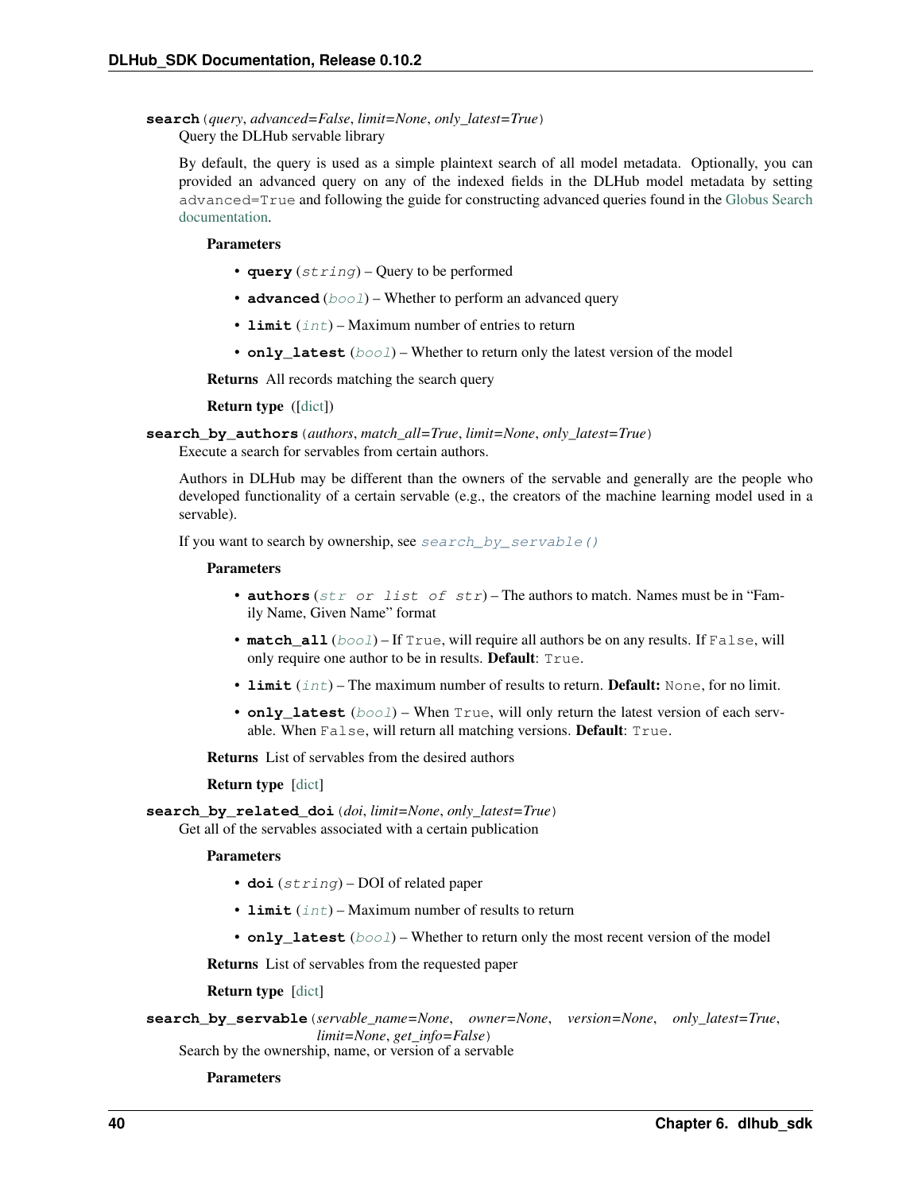**search**(*query*, *advanced=False*, *limit=None*, *only_latest=True*)

Query the DLHub servable library

By default, the query is used as a simple plaintext search of all model metadata. Optionally, you can provided an advanced query on any of the indexed fields in the DLHub model metadata by setting `advanced=True` and following the guide for constructing advanced queries found in the Globus Search documentation.

**Parameters**

- **query** (*string*) – Query to be performed
- **advanced** (*bool*) – Whether to perform an advanced query
- **limit** (*int*) – Maximum number of entries to return
- **only_latest** (*bool*) – Whether to return only the latest version of the model

**Returns** All records matching the search query

**Return type** ([dict])

**search_by_authors**(*authors*, *match_all=True*, *limit=None*, *only_latest=True*)

Execute a search for servables from certain authors.

Authors in DLHub may be different than the owners of the servable and generally are the people who developed functionality of a certain servable (e.g., the creators of the machine learning model used in a servable).

If you want to search by ownership, see `search_by_servable()`

**Parameters**

- **authors** (*str or list of str*) – The authors to match. Names must be in "Family Name, Given Name" format
- **match_all** (*bool*) – If `True`, will require all authors be on any results. If `False`, will only require one author to be in results. **Default**: `True`.
- **limit** (*int*) – The maximum number of results to return. **Default:** `None`, for no limit.
- **only_latest** (*bool*) – When `True`, will only return the latest version of each servable. When `False`, will return all matching versions. **Default**: `True`.

**Returns** List of servables from the desired authors

**Return type** [dict]

**search_by_related_doi**(*doi*, *limit=None*, *only_latest=True*)

Get all of the servables associated with a certain publication

**Parameters**

- **doi** (*string*) – DOI of related paper
- **limit** (*int*) – Maximum number of results to return
- **only_latest** (*bool*) – Whether to return only the most recent version of the model

**Returns** List of servables from the requested paper

**Return type** [dict]

**search_by_servable**(*servable_name=None*, *owner=None*, *version=None*, *only_latest=True*, *limit=None*, *get_info=False*)

Search by the ownership, name, or version of a servable

**Parameters**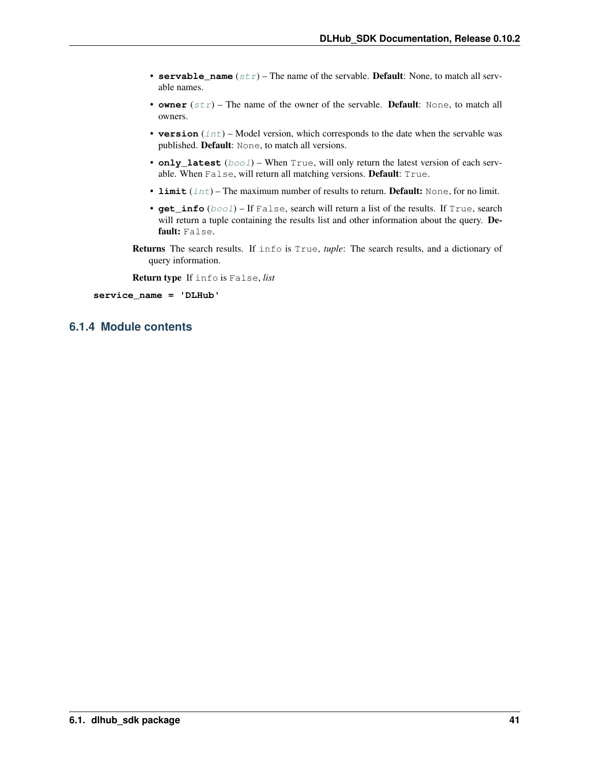- **servable_name** (*str*) – The name of the servable. **Default**: None, to match all servable names.
- **owner** (*str*) – The name of the owner of the servable. **Default**: `None`, to match all owners.
- **version** (*int*) – Model version, which corresponds to the date when the servable was published. **Default**: `None`, to match all versions.
- **only_latest** (*bool*) – When `True`, will only return the latest version of each servable. When `False`, will return all matching versions. **Default**: `True`.
- **limit** (*int*) – The maximum number of results to return. **Default:** `None`, for no limit.
- **get_info** (*bool*) – If `False`, search will return a list of the results. If `True`, search will return a tuple containing the results list and other information about the query. **Default:** `False`.

**Returns** The search results. If `info` is `True`, *tuple*: The search results, and a dictionary of query information.

**Return type** If `info` is `False`, *list*

**service_name = 'DLHub'**

### 6.1.4 Module contents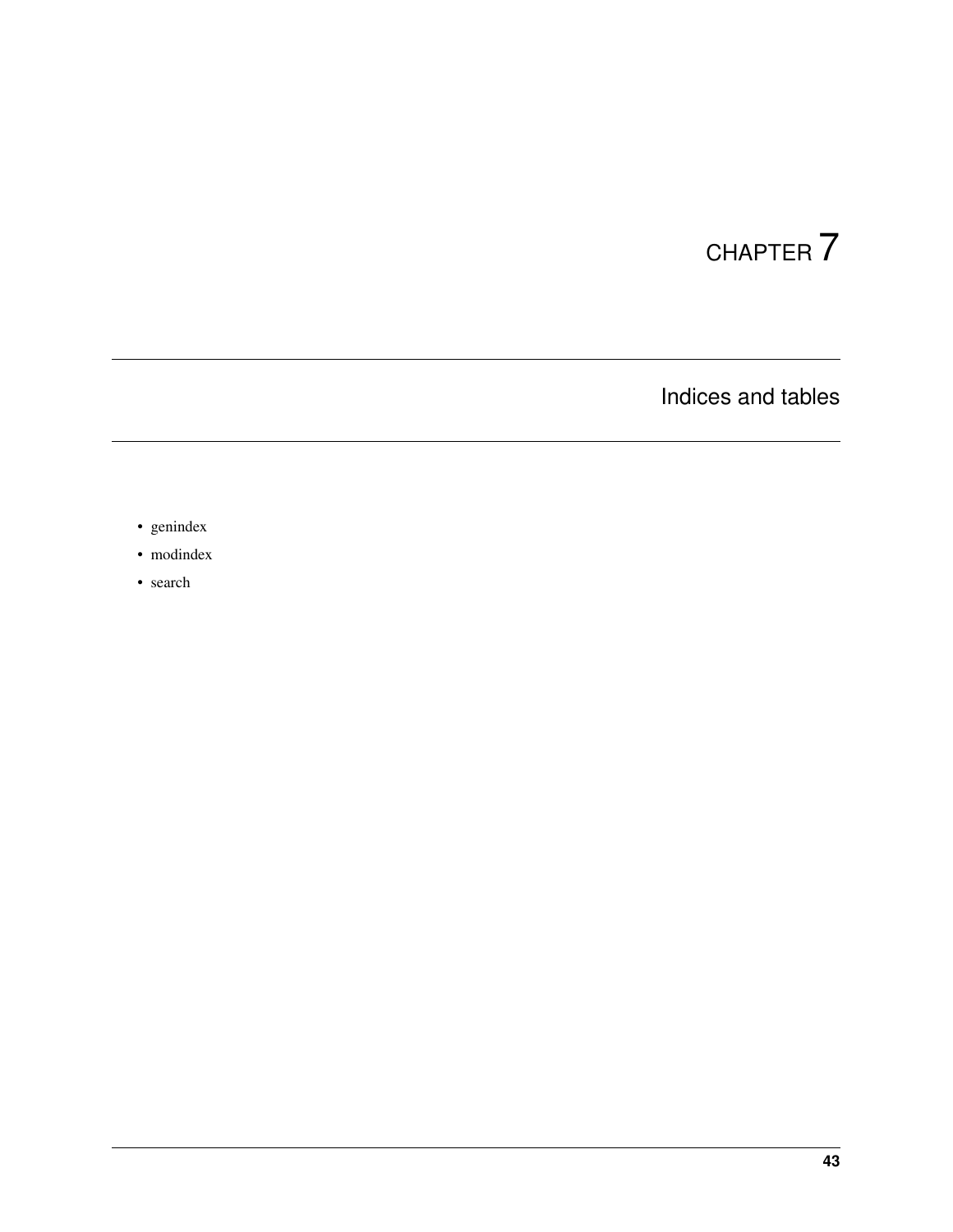# CHAPTER 7

## Indices and tables

- genindex
- modindex
- search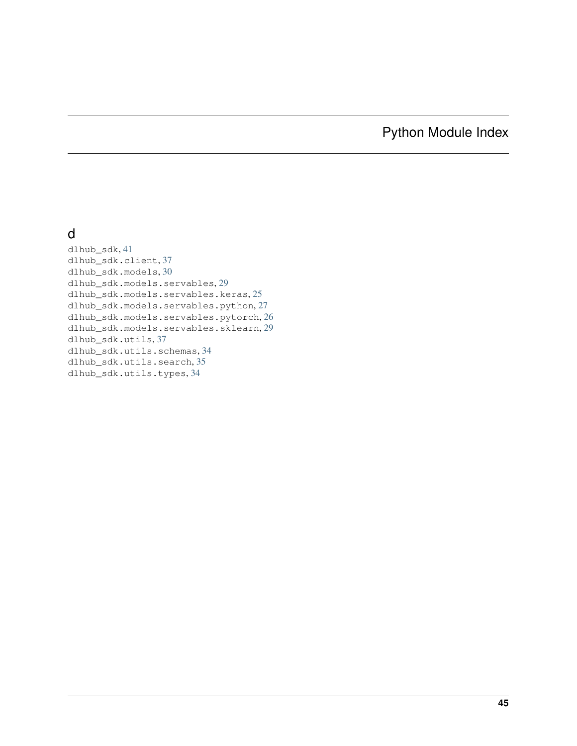# Python Module Index

## d

dlhub_sdk, 41
dlhub_sdk.client, 37
dlhub_sdk.models, 30
dlhub_sdk.models.servables, 29
dlhub_sdk.models.servables.keras, 25
dlhub_sdk.models.servables.python, 27
dlhub_sdk.models.servables.pytorch, 26
dlhub_sdk.models.servables.sklearn, 29
dlhub_sdk.utils, 37
dlhub_sdk.utils.schemas, 34
dlhub_sdk.utils.search, 35
dlhub_sdk.utils.types, 34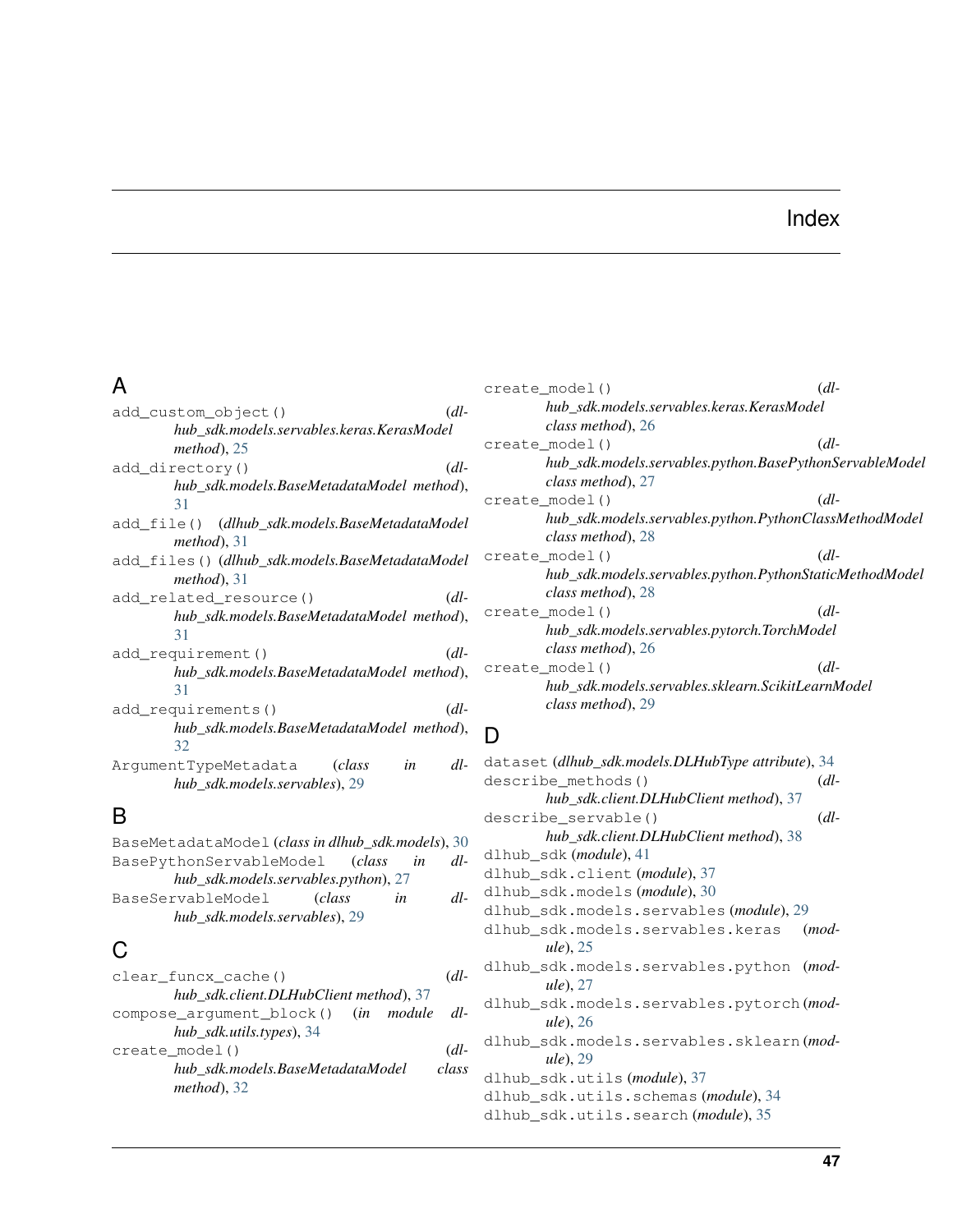# Index

## A

add_custom_object() (*dlhub_sdk.models.servables.keras.KerasModel method*), 25
add_directory() (*dlhub_sdk.models.BaseMetadataModel method*), 31
add_file() (*dlhub_sdk.models.BaseMetadataModel method*), 31
add_files() (*dlhub_sdk.models.BaseMetadataModel method*), 31
add_related_resource() (*dlhub_sdk.models.BaseMetadataModel method*), 31
add_requirement() (*dlhub_sdk.models.BaseMetadataModel method*), 31
add_requirements() (*dlhub_sdk.models.BaseMetadataModel method*), 32
ArgumentTypeMetadata (*class in dlhub_sdk.models.servables*), 29

## B

BaseMetadataModel (*class in dlhub_sdk.models*), 30
BasePythonServableModel (*class in dlhub_sdk.models.servables.python*), 27
BaseServableModel (*class in dlhub_sdk.models.servables*), 29

## C

clear_funcx_cache() (*dlhub_sdk.client.DLHubClient method*), 37
compose_argument_block() (*in module dlhub_sdk.utils.types*), 34
create_model() (*dlhub_sdk.models.BaseMetadataModel class method*), 32
create_model() (*dlhub_sdk.models.servables.keras.KerasModel class method*), 26
create_model() (*dlhub_sdk.models.servables.python.BasePythonServableModel class method*), 27
create_model() (*dlhub_sdk.models.servables.python.PythonClassMethodModel class method*), 28
create_model() (*dlhub_sdk.models.servables.python.PythonStaticMethodModel class method*), 28
create_model() (*dlhub_sdk.models.servables.pytorch.TorchModel class method*), 26
create_model() (*dlhub_sdk.models.servables.sklearn.ScikitLearnModel class method*), 29

## D

dataset (*dlhub_sdk.models.DLHubType attribute*), 34
describe_methods() (*dlhub_sdk.client.DLHubClient method*), 37
describe_servable() (*dlhub_sdk.client.DLHubClient method*), 38
dlhub_sdk (*module*), 41
dlhub_sdk.client (*module*), 37
dlhub_sdk.models (*module*), 30
dlhub_sdk.models.servables (*module*), 29
dlhub_sdk.models.servables.keras (*module*), 25
dlhub_sdk.models.servables.python (*module*), 27
dlhub_sdk.models.servables.pytorch (*module*), 26
dlhub_sdk.models.servables.sklearn (*module*), 29
dlhub_sdk.utils (*module*), 37
dlhub_sdk.utils.schemas (*module*), 34
dlhub_sdk.utils.search (*module*), 35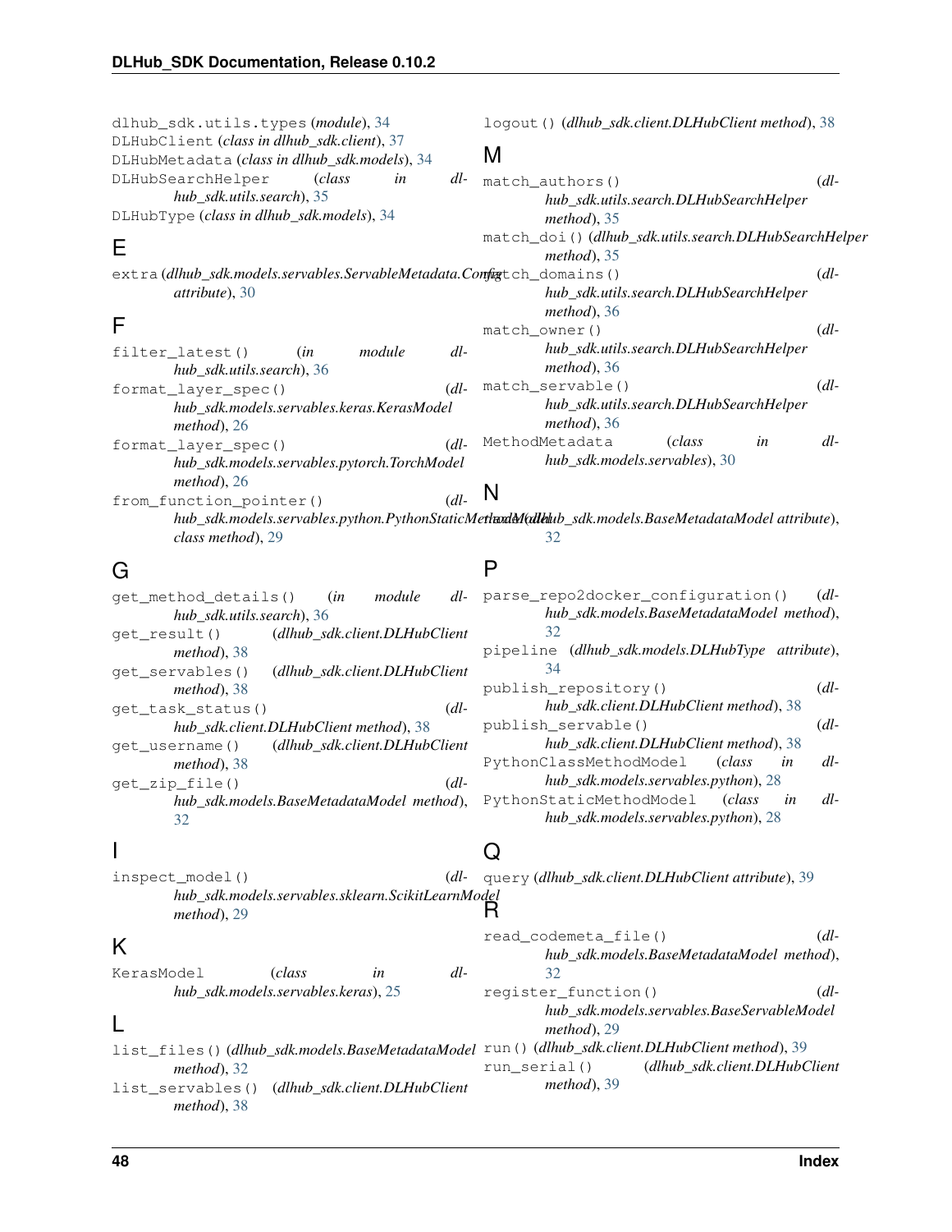dlhub_sdk.utils.types (*module*), 34
DLHubClient (*class in dlhub_sdk.client*), 37
DLHubMetadata (*class in dlhub_sdk.models*), 34
DLHubSearchHelper (*class in dlhub_sdk.utils.search*), 35
DLHubType (*class in dlhub_sdk.models*), 34

## E

extra (*dlhub_sdk.models.servables.ServableMetadata.Config attribute*), 30

## F

filter_latest() (*in module dlhub_sdk.utils.search*), 36
format_layer_spec() (*dlhub_sdk.models.servables.keras.KerasModel method*), 26
format_layer_spec() (*dlhub_sdk.models.servables.pytorch.TorchModel method*), 26
from_function_pointer() (*dlhub_sdk.models.servables.python.PythonStaticMethodModel class method*), 29

## G

get_method_details() (*in module dlhub_sdk.utils.search*), 36
get_result() (*dlhub_sdk.client.DLHubClient method*), 38
get_servables() (*dlhub_sdk.client.DLHubClient method*), 38
get_task_status() (*dlhub_sdk.client.DLHubClient method*), 38
get_username() (*dlhub_sdk.client.DLHubClient method*), 38
get_zip_file() (*dlhub_sdk.models.BaseMetadataModel method*), 32

## I

inspect_model() (*dlhub_sdk.models.servables.sklearn.ScikitLearnModel method*), 29

## K

KerasModel (*class in dlhub_sdk.models.servables.keras*), 25

## L

list_files() (*dlhub_sdk.models.BaseMetadataModel method*), 32
list_servables() (*dlhub_sdk.client.DLHubClient method*), 38
logout() (*dlhub_sdk.client.DLHubClient method*), 38

## M

match_authors() (*dlhub_sdk.utils.search.DLHubSearchHelper method*), 35
match_doi() (*dlhub_sdk.utils.search.DLHubSearchHelper method*), 35
match_domains() (*dlhub_sdk.utils.search.DLHubSearchHelper method*), 36
match_owner() (*dlhub_sdk.utils.search.DLHubSearchHelper method*), 36
match_servable() (*dlhub_sdk.utils.search.DLHubSearchHelper method*), 36
MethodMetadata (*class in dlhub_sdk.models.servables*), 30

## N

name (*dlhub_sdk.models.BaseMetadataModel attribute*), 32

## P

parse_repo2docker_configuration() (*dlhub_sdk.models.BaseMetadataModel method*), 32
pipeline (*dlhub_sdk.models.DLHubType attribute*), 34
publish_repository() (*dlhub_sdk.client.DLHubClient method*), 38
publish_servable() (*dlhub_sdk.client.DLHubClient method*), 38
PythonClassMethodModel (*class in dlhub_sdk.models.servables.python*), 28
PythonStaticMethodModel (*class in dlhub_sdk.models.servables.python*), 28

## Q

query (*dlhub_sdk.client.DLHubClient attribute*), 39

## R

read_codemeta_file() (*dlhub_sdk.models.BaseMetadataModel method*), 32
register_function() (*dlhub_sdk.models.servables.BaseServableModel method*), 29
run() (*dlhub_sdk.client.DLHubClient method*), 39
run_serial() (*dlhub_sdk.client.DLHubClient method*), 39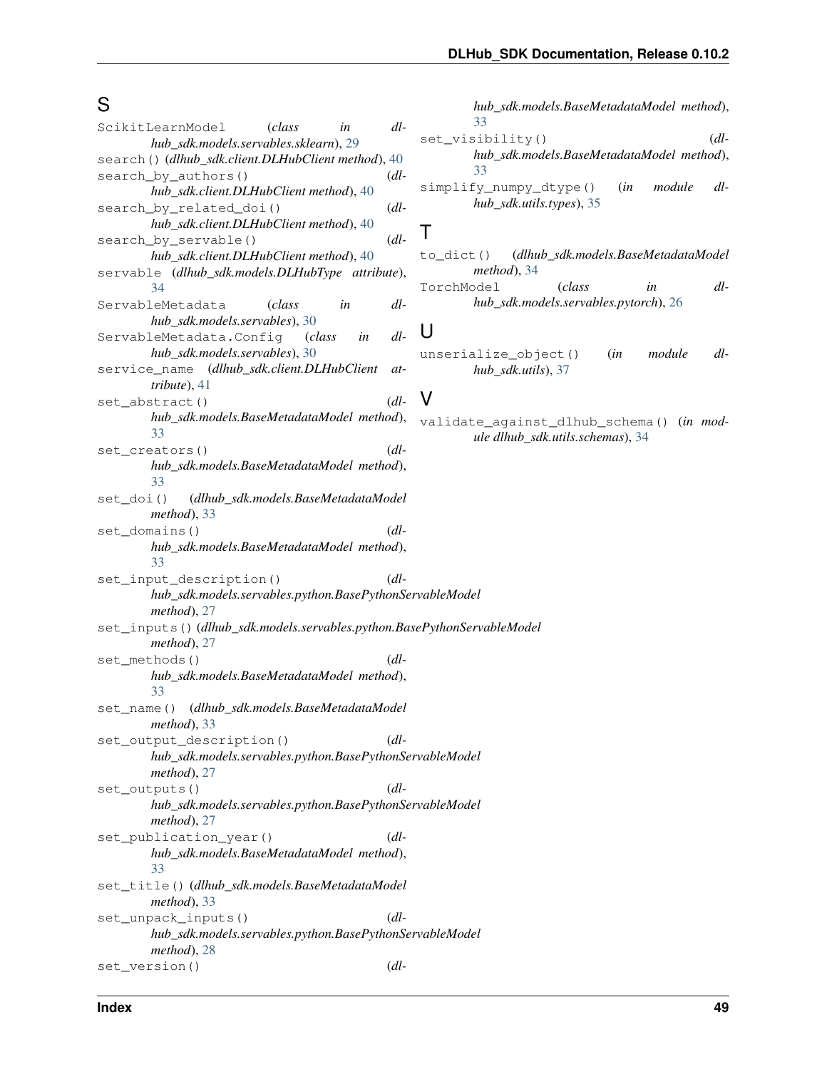## S

ScikitLearnModel (*class in dlhub_sdk.models.servables.sklearn*), 29

search() (*dlhub_sdk.client.DLHubClient method*), 40

search_by_authors() (*dlhub_sdk.client.DLHubClient method*), 40

search_by_related_doi() (*dlhub_sdk.client.DLHubClient method*), 40

search_by_servable() (*dlhub_sdk.client.DLHubClient method*), 40

servable (*dlhub_sdk.models.DLHubType attribute*), 34

ServableMetadata (*class in dlhub_sdk.models.servables*), 30

ServableMetadata.Config (*class in dlhub_sdk.models.servables*), 30

service_name (*dlhub_sdk.client.DLHubClient attribute*), 41

set_abstract() (*dlhub_sdk.models.BaseMetadataModel method*), 33

set_creators() (*dlhub_sdk.models.BaseMetadataModel method*), 33

set_doi() (*dlhub_sdk.models.BaseMetadataModel method*), 33

set_domains() (*dlhub_sdk.models.BaseMetadataModel method*), 33

set_input_description() (*dlhub_sdk.models.servables.python.BasePythonServableModel method*), 27

set_inputs() (*dlhub_sdk.models.servables.python.BasePythonServableModel method*), 27

set_methods() (*dlhub_sdk.models.BaseMetadataModel method*), 33

set_name() (*dlhub_sdk.models.BaseMetadataModel method*), 33

set_output_description() (*dlhub_sdk.models.servables.python.BasePythonServableModel method*), 27

set_outputs() (*dlhub_sdk.models.servables.python.BasePythonServableModel method*), 27

set_publication_year() (*dlhub_sdk.models.BaseMetadataModel method*), 33

set_title() (*dlhub_sdk.models.BaseMetadataModel method*), 33

set_unpack_inputs() (*dlhub_sdk.models.servables.python.BasePythonServableModel method*), 28

set_version() (*dlhub_sdk.models.BaseMetadataModel method*), 33

set_visibility() (*dlhub_sdk.models.BaseMetadataModel method*), 33

simplify_numpy_dtype() (*in module dlhub_sdk.utils.types*), 35

## T

to_dict() (*dlhub_sdk.models.BaseMetadataModel method*), 34

TorchModel (*class in dlhub_sdk.models.servables.pytorch*), 26

## U

unserialize_object() (*in module dlhub_sdk.utils*), 37

## V

validate_against_dlhub_schema() (*in module dlhub_sdk.utils.schemas*), 34